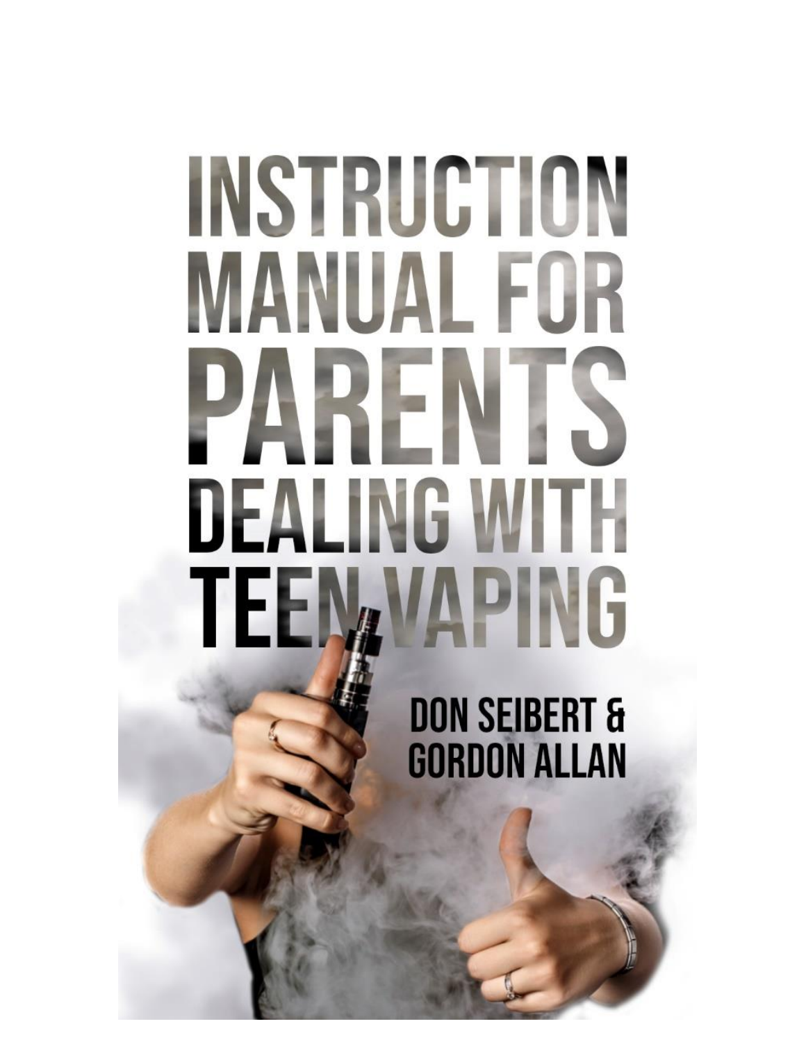# INSTRUCTION MANUAL FOR PARENTS DEALING WITH TEEN VAPING

DON SEIBERT & GORDON ALLAN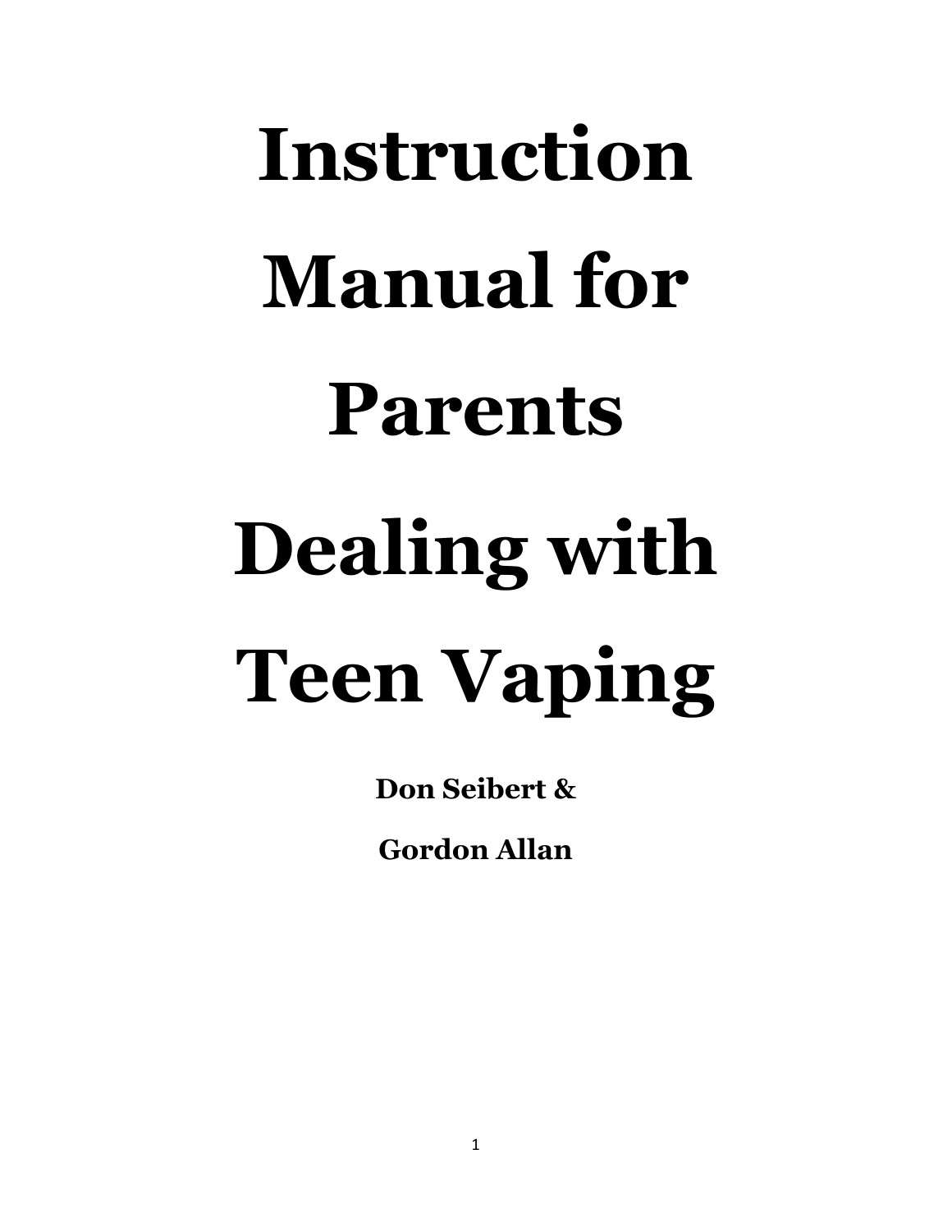# Instruction Manual for Parents Dealing with Teen Vaping

**Don Seibert &**

**Gordon Allan**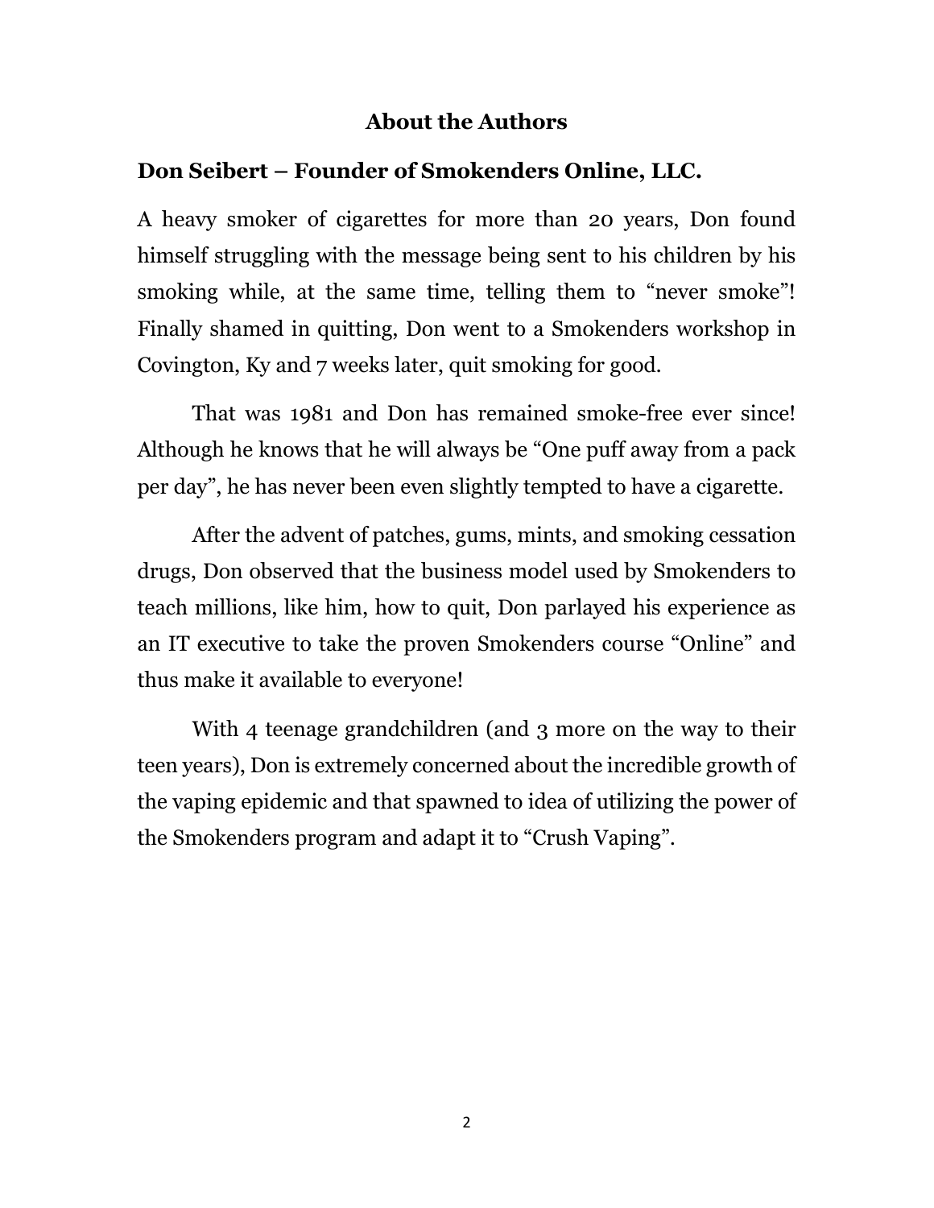## About the Authors

### Don Seibert – Founder of Smokenders Online, LLC.

A heavy smoker of cigarettes for more than 20 years, Don found himself struggling with the message being sent to his children by his smoking while, at the same time, telling them to "never smoke"! Finally shamed in quitting, Don went to a Smokenders workshop in Covington, Ky and 7 weeks later, quit smoking for good.

That was 1981 and Don has remained smoke-free ever since! Although he knows that he will always be "One puff away from a pack per day", he has never been even slightly tempted to have a cigarette.

After the advent of patches, gums, mints, and smoking cessation drugs, Don observed that the business model used by Smokenders to teach millions, like him, how to quit, Don parlayed his experience as an IT executive to take the proven Smokenders course "Online" and thus make it available to everyone!

With 4 teenage grandchildren (and 3 more on the way to their teen years), Don is extremely concerned about the incredible growth of the vaping epidemic and that spawned to idea of utilizing the power of the Smokenders program and adapt it to "Crush Vaping".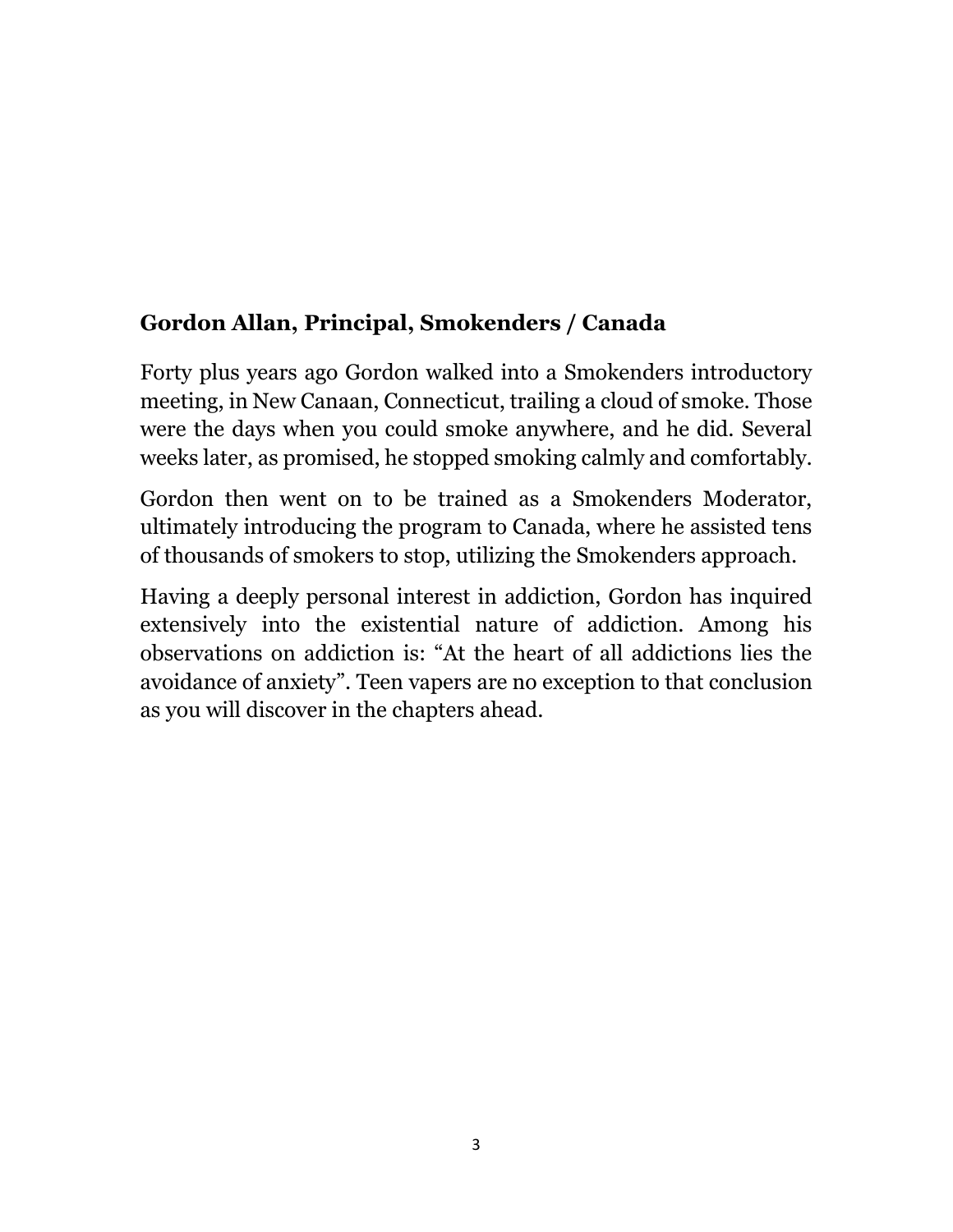**Gordon Allan, Principal, Smokenders / Canada**

Forty plus years ago Gordon walked into a Smokenders introductory meeting, in New Canaan, Connecticut, trailing a cloud of smoke. Those were the days when you could smoke anywhere, and he did. Several weeks later, as promised, he stopped smoking calmly and comfortably.

Gordon then went on to be trained as a Smokenders Moderator, ultimately introducing the program to Canada, where he assisted tens of thousands of smokers to stop, utilizing the Smokenders approach.

Having a deeply personal interest in addiction, Gordon has inquired extensively into the existential nature of addiction. Among his observations on addiction is: "At the heart of all addictions lies the avoidance of anxiety". Teen vapers are no exception to that conclusion as you will discover in the chapters ahead.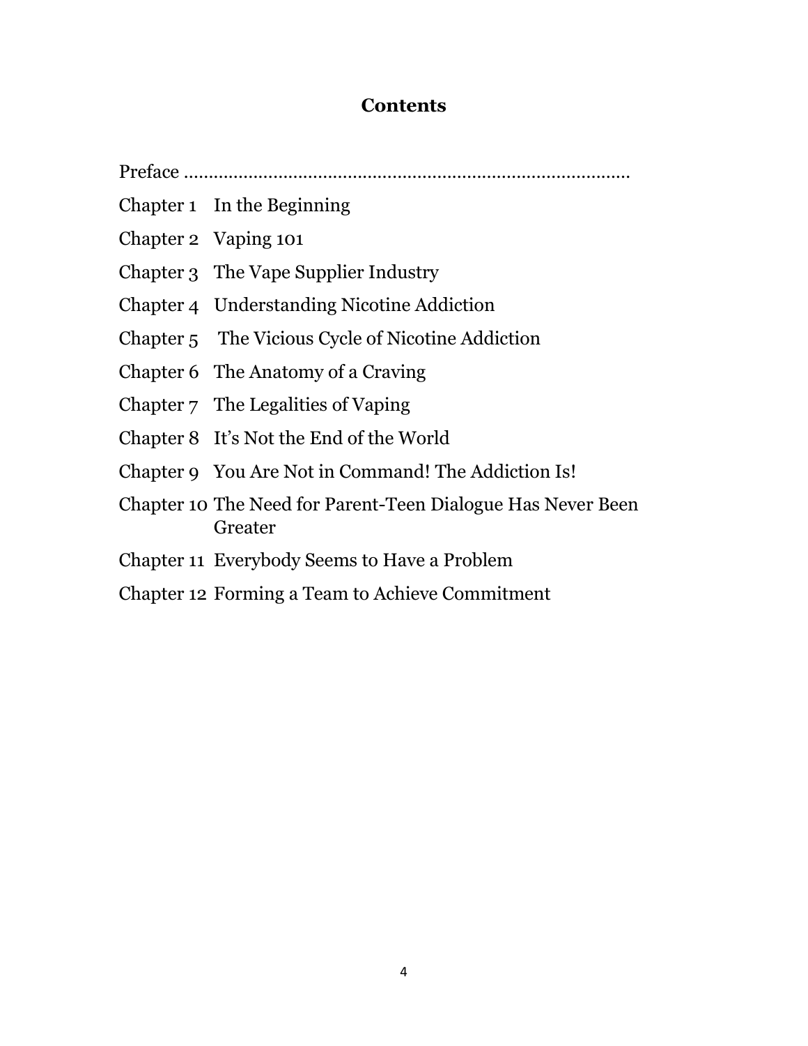# Contents

Preface ..........................................................................................

Chapter 1 In the Beginning

Chapter 2 Vaping 101

Chapter 3 The Vape Supplier Industry

Chapter 4 Understanding Nicotine Addiction

Chapter 5 The Vicious Cycle of Nicotine Addiction

Chapter 6 The Anatomy of a Craving

Chapter 7 The Legalities of Vaping

Chapter 8 It's Not the End of the World

Chapter 9 You Are Not in Command! The Addiction Is!

Chapter 10 The Need for Parent-Teen Dialogue Has Never Been Greater

Chapter 11 Everybody Seems to Have a Problem

Chapter 12 Forming a Team to Achieve Commitment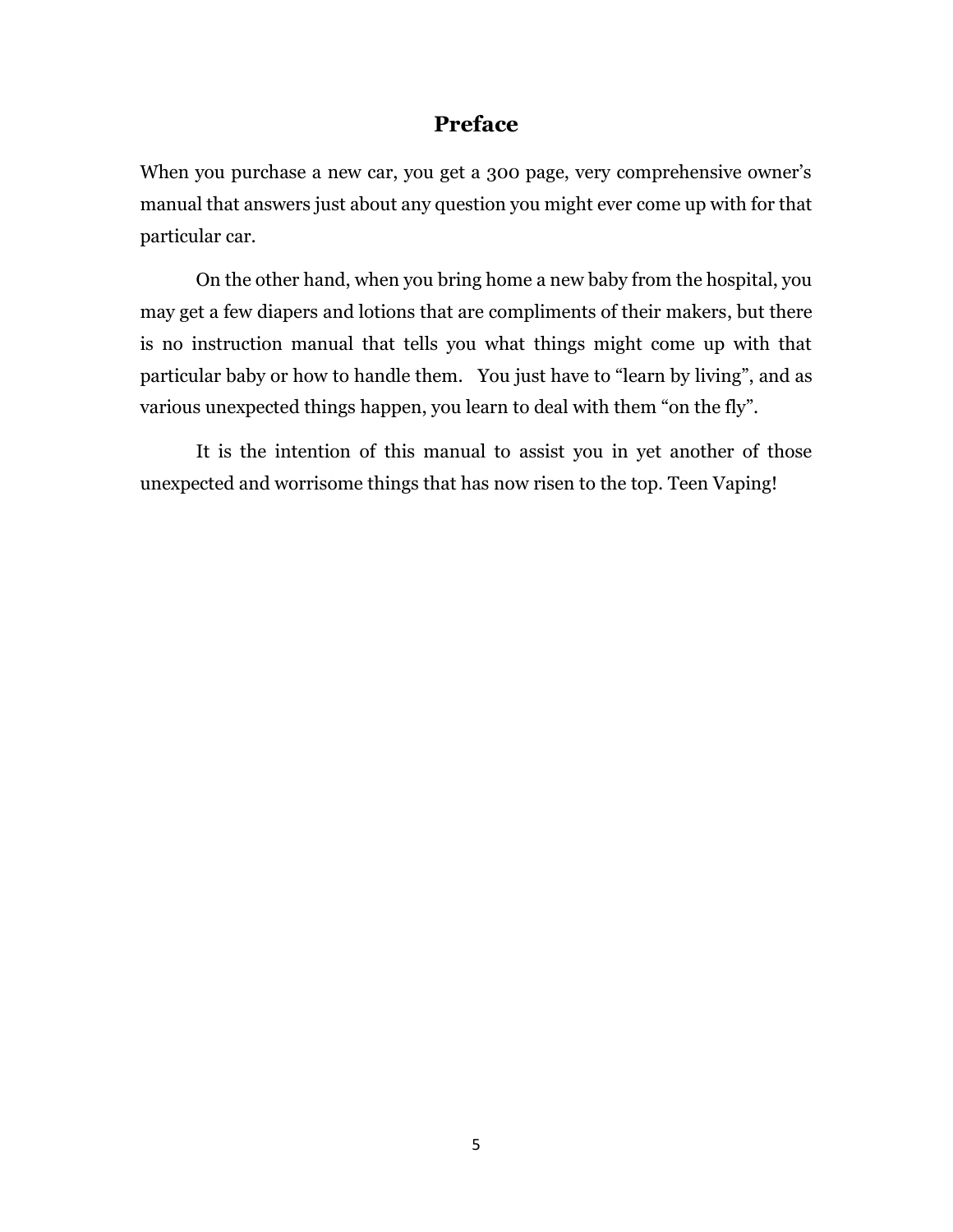## Preface

When you purchase a new car, you get a 300 page, very comprehensive owner's manual that answers just about any question you might ever come up with for that particular car.

On the other hand, when you bring home a new baby from the hospital, you may get a few diapers and lotions that are compliments of their makers, but there is no instruction manual that tells you what things might come up with that particular baby or how to handle them. You just have to "learn by living", and as various unexpected things happen, you learn to deal with them "on the fly".

It is the intention of this manual to assist you in yet another of those unexpected and worrisome things that has now risen to the top. Teen Vaping!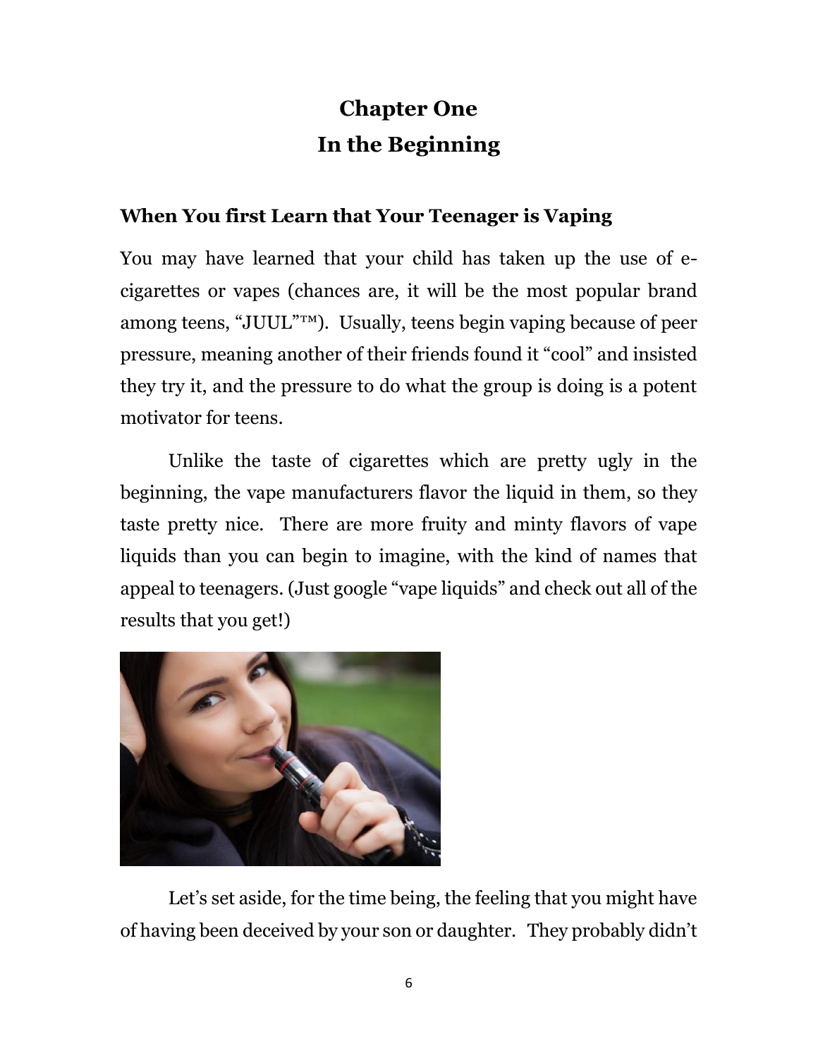# Chapter One
# In the Beginning

## When You first Learn that Your Teenager is Vaping

You may have learned that your child has taken up the use of e-cigarettes or vapes (chances are, it will be the most popular brand among teens, "JUUL"™). Usually, teens begin vaping because of peer pressure, meaning another of their friends found it "cool" and insisted they try it, and the pressure to do what the group is doing is a potent motivator for teens.

Unlike the taste of cigarettes which are pretty ugly in the beginning, the vape manufacturers flavor the liquid in them, so they taste pretty nice. There are more fruity and minty flavors of vape liquids than you can begin to imagine, with the kind of names that appeal to teenagers. (Just google "vape liquids" and check out all of the results that you get!)

Let's set aside, for the time being, the feeling that you might have of having been deceived by your son or daughter. They probably didn't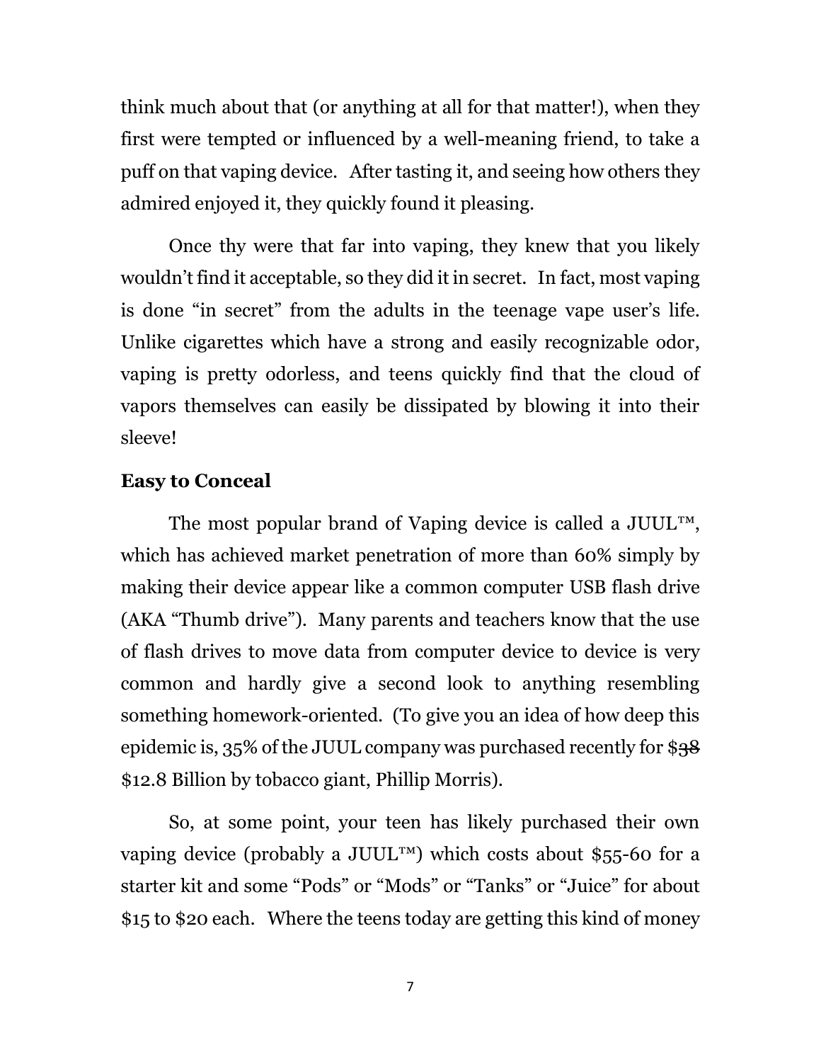think much about that (or anything at all for that matter!), when they first were tempted or influenced by a well-meaning friend, to take a puff on that vaping device. After tasting it, and seeing how others they admired enjoyed it, they quickly found it pleasing.

Once thy were that far into vaping, they knew that you likely wouldn't find it acceptable, so they did it in secret. In fact, most vaping is done "in secret" from the adults in the teenage vape user's life. Unlike cigarettes which have a strong and easily recognizable odor, vaping is pretty odorless, and teens quickly find that the cloud of vapors themselves can easily be dissipated by blowing it into their sleeve!

### Easy to Conceal

The most popular brand of Vaping device is called a JUUL™, which has achieved market penetration of more than 60% simply by making their device appear like a common computer USB flash drive (AKA "Thumb drive"). Many parents and teachers know that the use of flash drives to move data from computer device to device is very common and hardly give a second look to anything resembling something homework-oriented. (To give you an idea of how deep this epidemic is, 35% of the JUUL company was purchased recently for $~~38~~ $12.8 Billion by tobacco giant, Phillip Morris).

So, at some point, your teen has likely purchased their own vaping device (probably a JUUL™) which costs about $55-60 for a starter kit and some "Pods" or "Mods" or "Tanks" or "Juice" for about $15 to $20 each. Where the teens today are getting this kind of money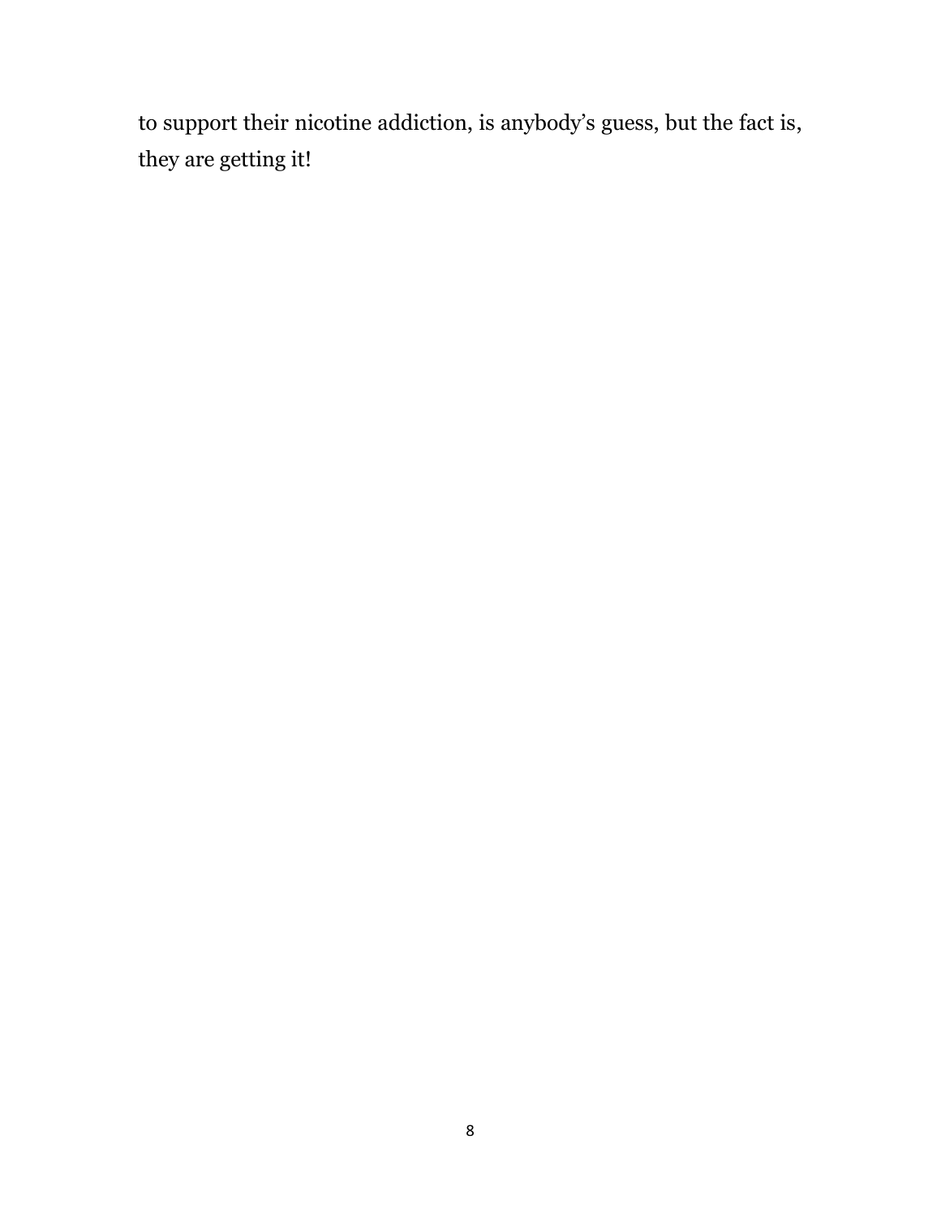to support their nicotine addiction, is anybody's guess, but the fact is, they are getting it!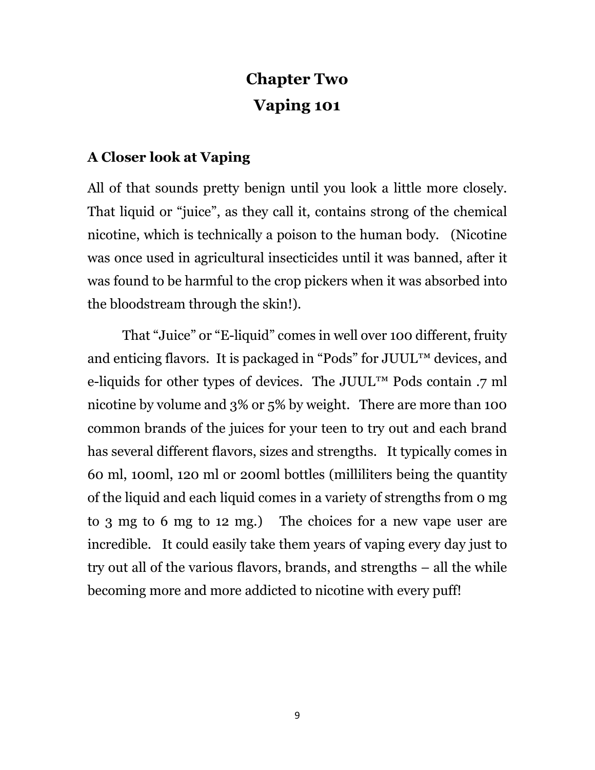# Chapter Two

# Vaping 101

### A Closer look at Vaping

All of that sounds pretty benign until you look a little more closely. That liquid or "juice", as they call it, contains strong of the chemical nicotine, which is technically a poison to the human body. (Nicotine was once used in agricultural insecticides until it was banned, after it was found to be harmful to the crop pickers when it was absorbed into the bloodstream through the skin!).

That "Juice" or "E-liquid" comes in well over 100 different, fruity and enticing flavors. It is packaged in "Pods" for JUUL™ devices, and e-liquids for other types of devices. The JUUL™ Pods contain .7 ml nicotine by volume and 3% or 5% by weight. There are more than 100 common brands of the juices for your teen to try out and each brand has several different flavors, sizes and strengths. It typically comes in 60 ml, 100ml, 120 ml or 200ml bottles (milliliters being the quantity of the liquid and each liquid comes in a variety of strengths from 0 mg to 3 mg to 6 mg to 12 mg.) The choices for a new vape user are incredible. It could easily take them years of vaping every day just to try out all of the various flavors, brands, and strengths – all the while becoming more and more addicted to nicotine with every puff!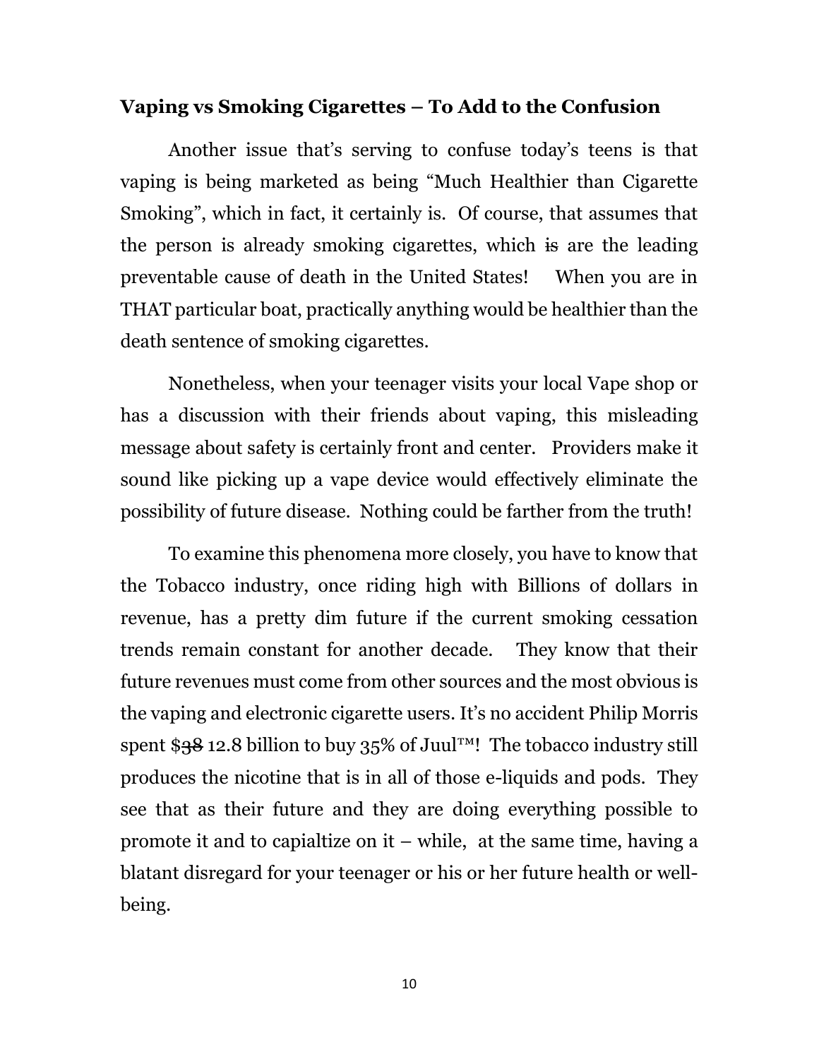## **Vaping vs Smoking Cigarettes – To Add to the Confusion**

Another issue that's serving to confuse today's teens is that vaping is being marketed as being "Much Healthier than Cigarette Smoking", which in fact, it certainly is. Of course, that assumes that the person is already smoking cigarettes, which ~~is~~ are the leading preventable cause of death in the United States! When you are in THAT particular boat, practically anything would be healthier than the death sentence of smoking cigarettes.

Nonetheless, when your teenager visits your local Vape shop or has a discussion with their friends about vaping, this misleading message about safety is certainly front and center. Providers make it sound like picking up a vape device would effectively eliminate the possibility of future disease. Nothing could be farther from the truth!

To examine this phenomena more closely, you have to know that the Tobacco industry, once riding high with Billions of dollars in revenue, has a pretty dim future if the current smoking cessation trends remain constant for another decade. They know that their future revenues must come from other sources and the most obvious is the vaping and electronic cigarette users. It's no accident Philip Morris spent $~~38~~ 12.8 billion to buy 35% of Juul™! The tobacco industry still produces the nicotine that is in all of those e-liquids and pods. They see that as their future and they are doing everything possible to promote it and to capialtize on it – while, at the same time, having a blatant disregard for your teenager or his or her future health or well-being.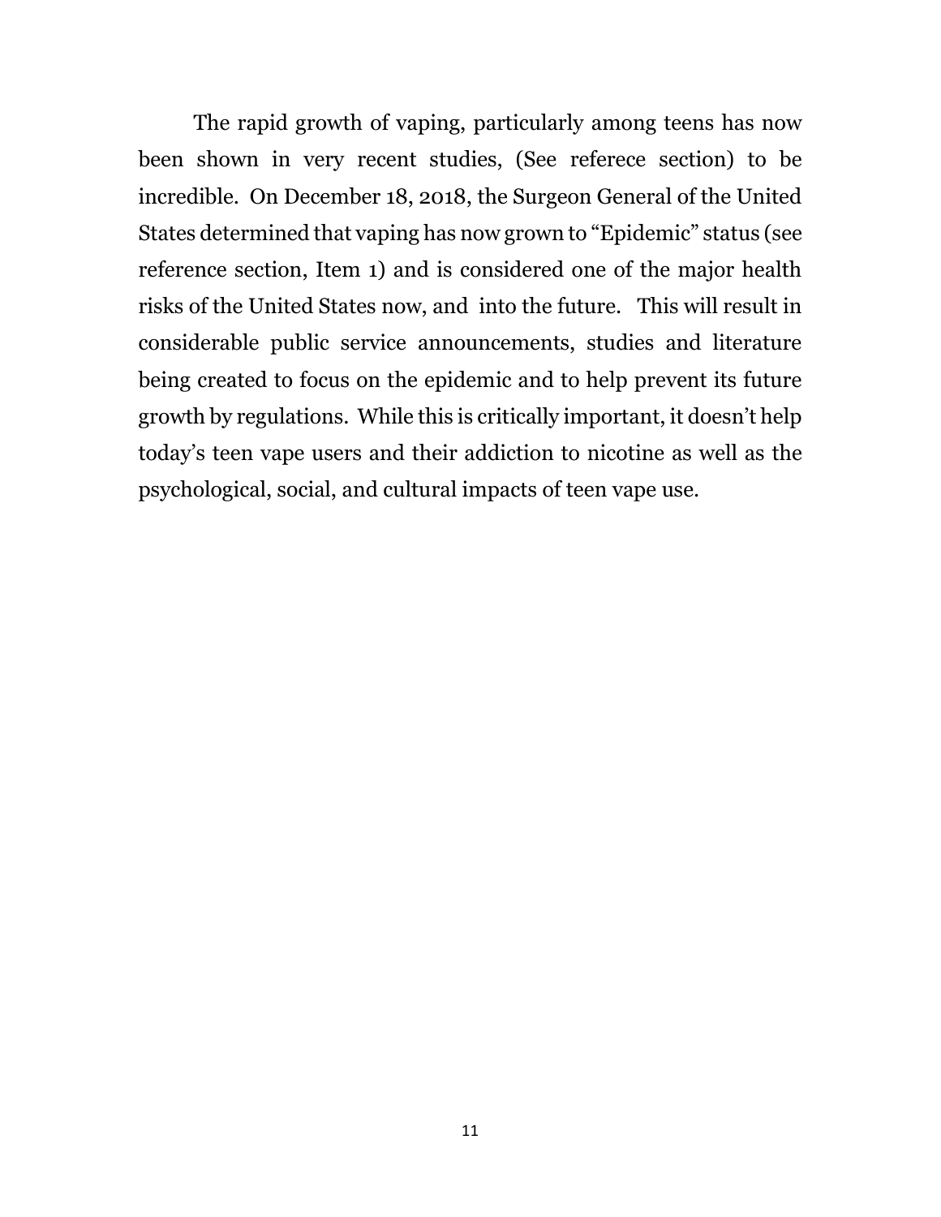The rapid growth of vaping, particularly among teens has now been shown in very recent studies, (See referece section) to be incredible. On December 18, 2018, the Surgeon General of the United States determined that vaping has now grown to "Epidemic" status (see reference section, Item 1) and is considered one of the major health risks of the United States now, and into the future. This will result in considerable public service announcements, studies and literature being created to focus on the epidemic and to help prevent its future growth by regulations. While this is critically important, it doesn't help today's teen vape users and their addiction to nicotine as well as the psychological, social, and cultural impacts of teen vape use.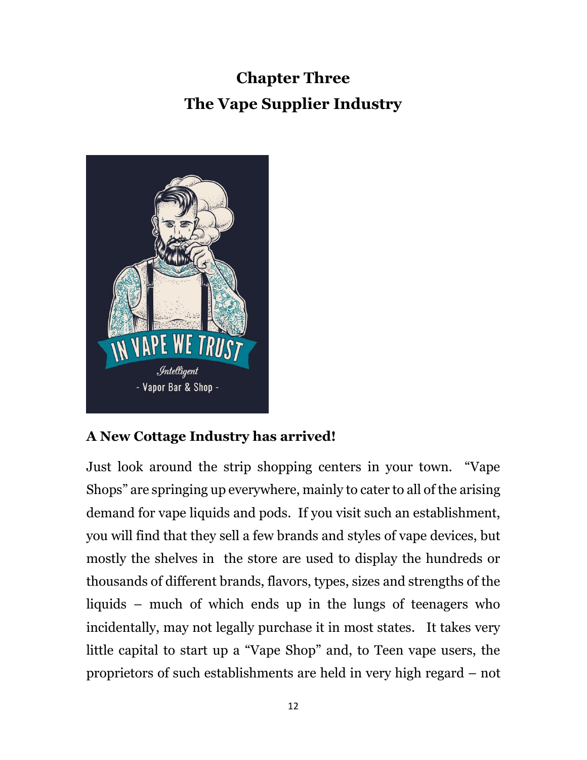# Chapter Three
# The Vape Supplier Industry

**A New Cottage Industry has arrived!**

Just look around the strip shopping centers in your town. "Vape Shops" are springing up everywhere, mainly to cater to all of the arising demand for vape liquids and pods. If you visit such an establishment, you will find that they sell a few brands and styles of vape devices, but mostly the shelves in the store are used to display the hundreds or thousands of different brands, flavors, types, sizes and strengths of the liquids – much of which ends up in the lungs of teenagers who incidentally, may not legally purchase it in most states. It takes very little capital to start up a "Vape Shop" and, to Teen vape users, the proprietors of such establishments are held in very high regard – not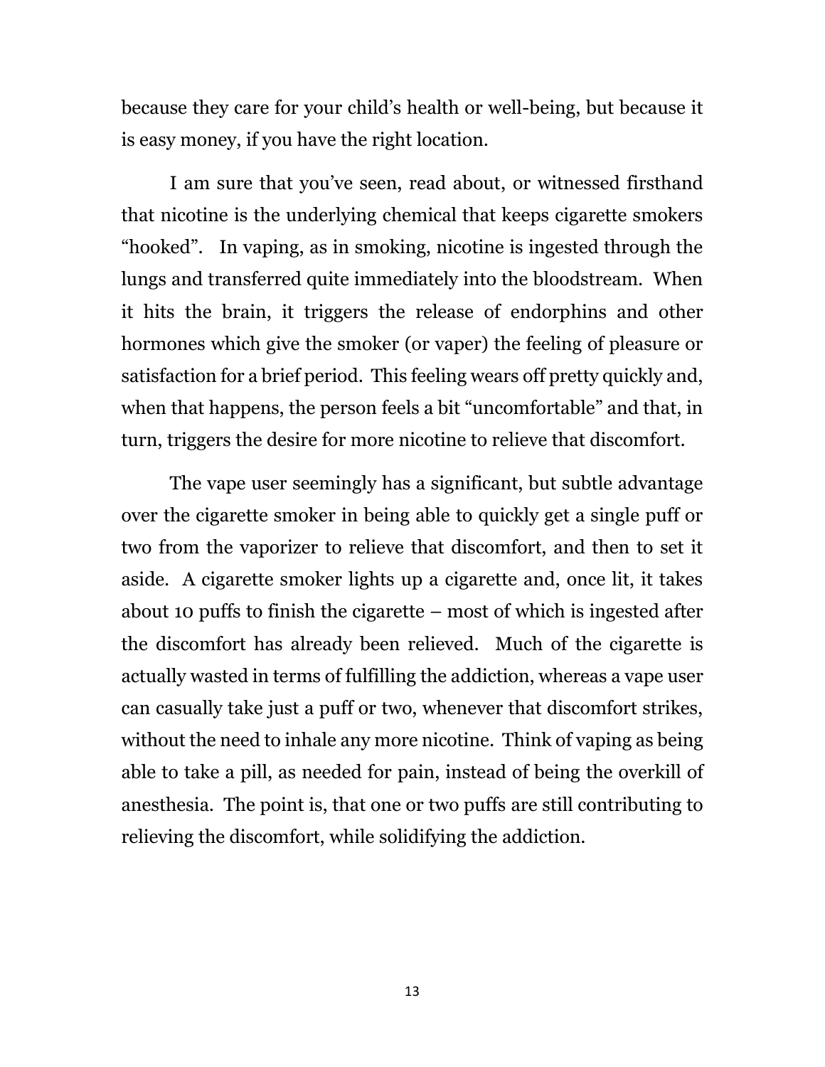because they care for your child's health or well-being, but because it is easy money, if you have the right location.

I am sure that you've seen, read about, or witnessed firsthand that nicotine is the underlying chemical that keeps cigarette smokers "hooked". In vaping, as in smoking, nicotine is ingested through the lungs and transferred quite immediately into the bloodstream. When it hits the brain, it triggers the release of endorphins and other hormones which give the smoker (or vaper) the feeling of pleasure or satisfaction for a brief period. This feeling wears off pretty quickly and, when that happens, the person feels a bit "uncomfortable" and that, in turn, triggers the desire for more nicotine to relieve that discomfort.

The vape user seemingly has a significant, but subtle advantage over the cigarette smoker in being able to quickly get a single puff or two from the vaporizer to relieve that discomfort, and then to set it aside. A cigarette smoker lights up a cigarette and, once lit, it takes about 10 puffs to finish the cigarette – most of which is ingested after the discomfort has already been relieved. Much of the cigarette is actually wasted in terms of fulfilling the addiction, whereas a vape user can casually take just a puff or two, whenever that discomfort strikes, without the need to inhale any more nicotine. Think of vaping as being able to take a pill, as needed for pain, instead of being the overkill of anesthesia. The point is, that one or two puffs are still contributing to relieving the discomfort, while solidifying the addiction.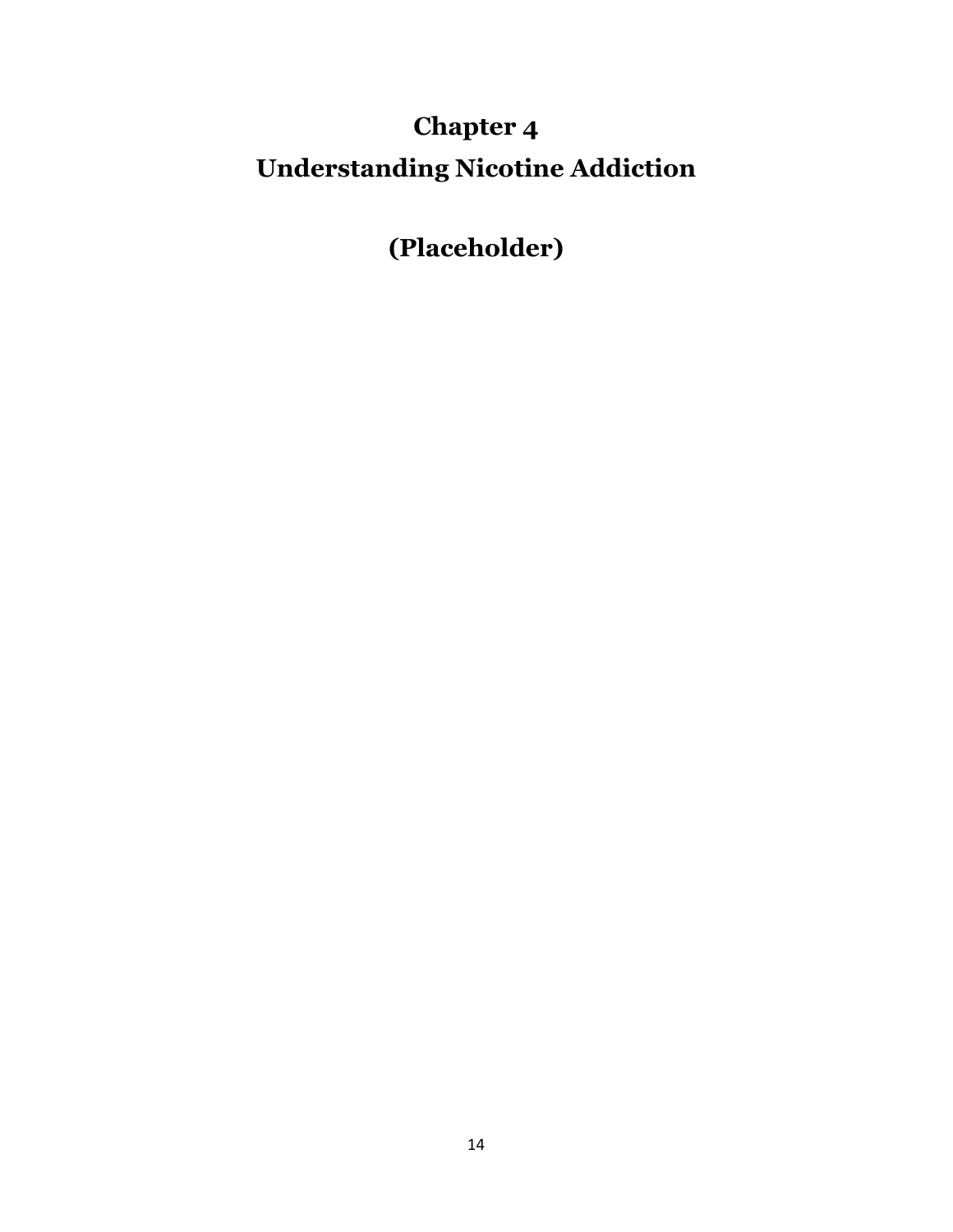# Chapter 4
# Understanding Nicotine Addiction

## (Placeholder)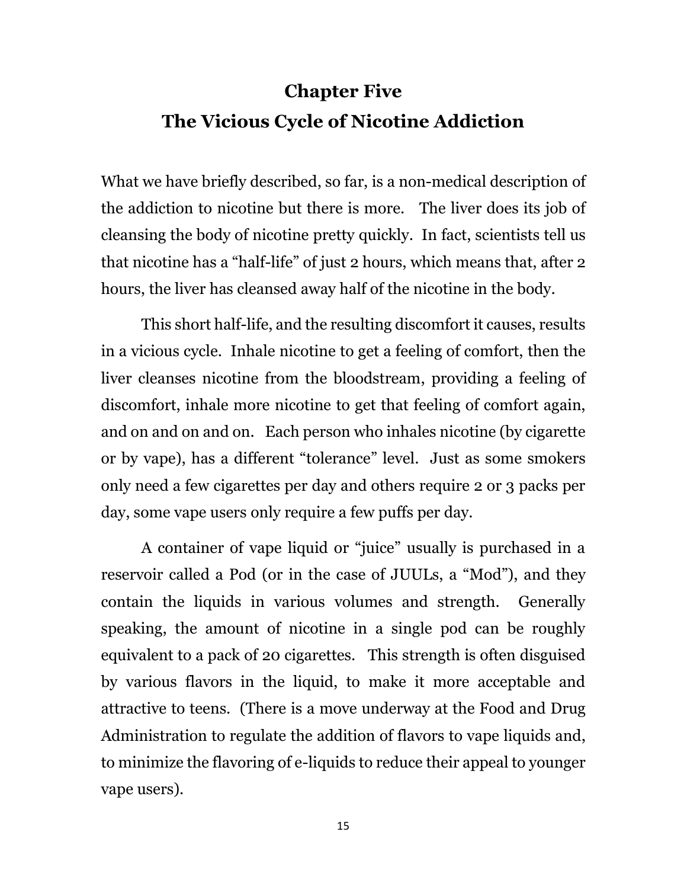# Chapter Five
# The Vicious Cycle of Nicotine Addiction

What we have briefly described, so far, is a non-medical description of the addiction to nicotine but there is more. The liver does its job of cleansing the body of nicotine pretty quickly. In fact, scientists tell us that nicotine has a "half-life" of just 2 hours, which means that, after 2 hours, the liver has cleansed away half of the nicotine in the body.

This short half-life, and the resulting discomfort it causes, results in a vicious cycle. Inhale nicotine to get a feeling of comfort, then the liver cleanses nicotine from the bloodstream, providing a feeling of discomfort, inhale more nicotine to get that feeling of comfort again, and on and on and on. Each person who inhales nicotine (by cigarette or by vape), has a different "tolerance" level. Just as some smokers only need a few cigarettes per day and others require 2 or 3 packs per day, some vape users only require a few puffs per day.

A container of vape liquid or "juice" usually is purchased in a reservoir called a Pod (or in the case of JUULs, a "Mod"), and they contain the liquids in various volumes and strength. Generally speaking, the amount of nicotine in a single pod can be roughly equivalent to a pack of 20 cigarettes. This strength is often disguised by various flavors in the liquid, to make it more acceptable and attractive to teens. (There is a move underway at the Food and Drug Administration to regulate the addition of flavors to vape liquids and, to minimize the flavoring of e-liquids to reduce their appeal to younger vape users).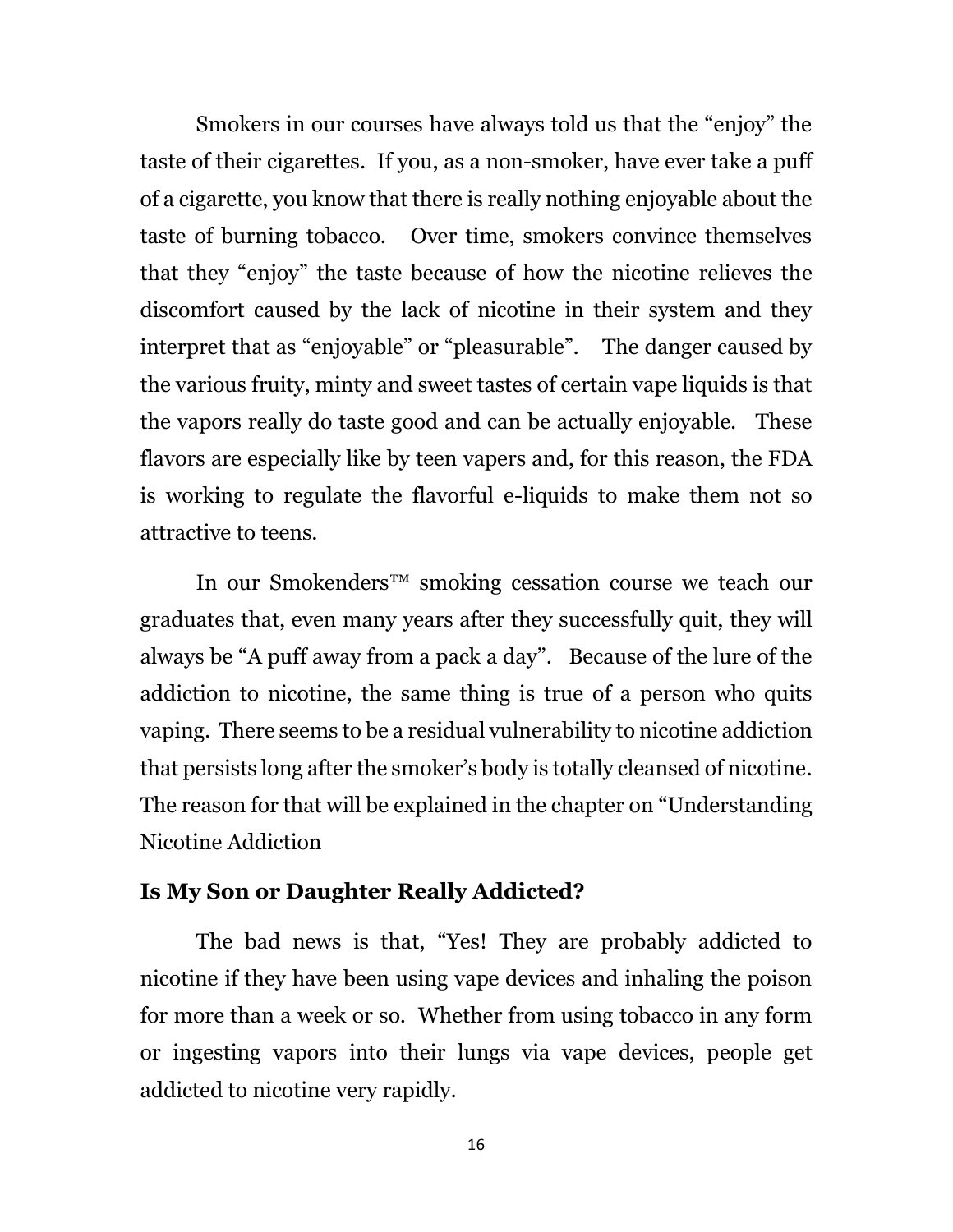Smokers in our courses have always told us that the "enjoy" the taste of their cigarettes. If you, as a non-smoker, have ever take a puff of a cigarette, you know that there is really nothing enjoyable about the taste of burning tobacco. Over time, smokers convince themselves that they "enjoy" the taste because of how the nicotine relieves the discomfort caused by the lack of nicotine in their system and they interpret that as "enjoyable" or "pleasurable". The danger caused by the various fruity, minty and sweet tastes of certain vape liquids is that the vapors really do taste good and can be actually enjoyable. These flavors are especially like by teen vapers and, for this reason, the FDA is working to regulate the flavorful e-liquids to make them not so attractive to teens.

In our Smokenders™ smoking cessation course we teach our graduates that, even many years after they successfully quit, they will always be "A puff away from a pack a day". Because of the lure of the addiction to nicotine, the same thing is true of a person who quits vaping. There seems to be a residual vulnerability to nicotine addiction that persists long after the smoker's body is totally cleansed of nicotine. The reason for that will be explained in the chapter on "Understanding Nicotine Addiction

**Is My Son or Daughter Really Addicted?**

The bad news is that, "Yes! They are probably addicted to nicotine if they have been using vape devices and inhaling the poison for more than a week or so. Whether from using tobacco in any form or ingesting vapors into their lungs via vape devices, people get addicted to nicotine very rapidly.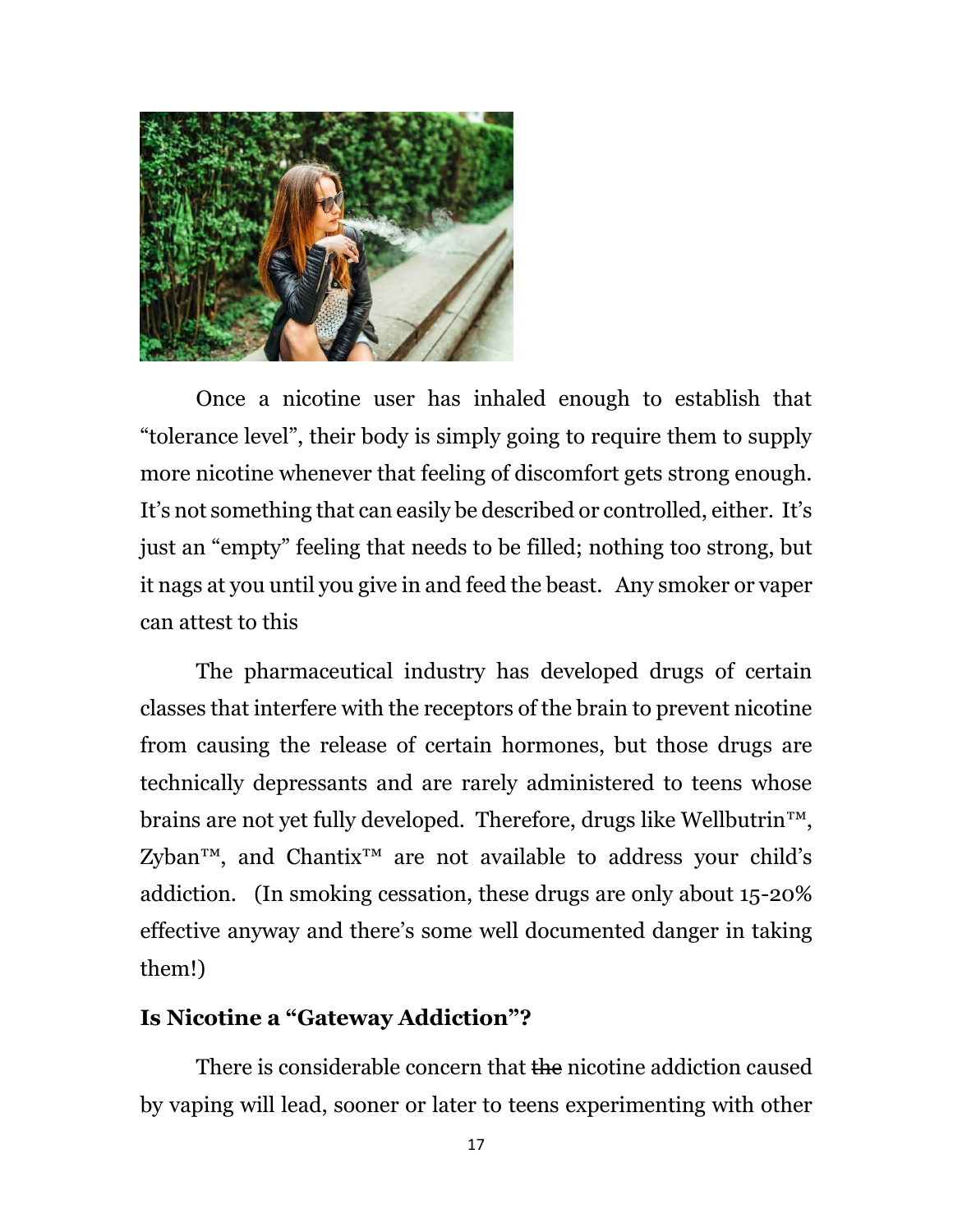Once a nicotine user has inhaled enough to establish that "tolerance level", their body is simply going to require them to supply more nicotine whenever that feeling of discomfort gets strong enough. It's not something that can easily be described or controlled, either. It's just an "empty" feeling that needs to be filled; nothing too strong, but it nags at you until you give in and feed the beast. Any smoker or vaper can attest to this

The pharmaceutical industry has developed drugs of certain classes that interfere with the receptors of the brain to prevent nicotine from causing the release of certain hormones, but those drugs are technically depressants and are rarely administered to teens whose brains are not yet fully developed. Therefore, drugs like Wellbutrin™, Zyban™, and Chantix™ are not available to address your child's addiction. (In smoking cessation, these drugs are only about 15-20% effective anyway and there's some well documented danger in taking them!)

### Is Nicotine a "Gateway Addiction"?

There is considerable concern that ~~the~~ nicotine addiction caused by vaping will lead, sooner or later to teens experimenting with other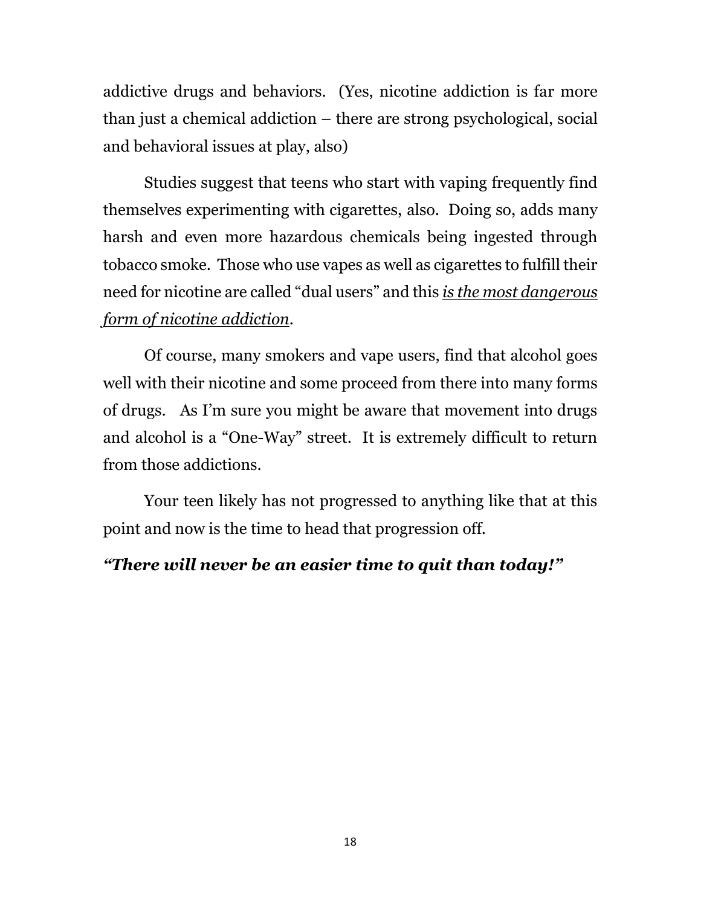addictive drugs and behaviors. (Yes, nicotine addiction is far more than just a chemical addiction – there are strong psychological, social and behavioral issues at play, also)

Studies suggest that teens who start with vaping frequently find themselves experimenting with cigarettes, also. Doing so, adds many harsh and even more hazardous chemicals being ingested through tobacco smoke. Those who use vapes as well as cigarettes to fulfill their need for nicotine are called "dual users" and this <u>*is the most dangerous form of nicotine addiction*</u>.

Of course, many smokers and vape users, find that alcohol goes well with their nicotine and some proceed from there into many forms of drugs. As I'm sure you might be aware that movement into drugs and alcohol is a "One-Way" street. It is extremely difficult to return from those addictions.

Your teen likely has not progressed to anything like that at this point and now is the time to head that progression off.

***"There will never be an easier time to quit than today!"***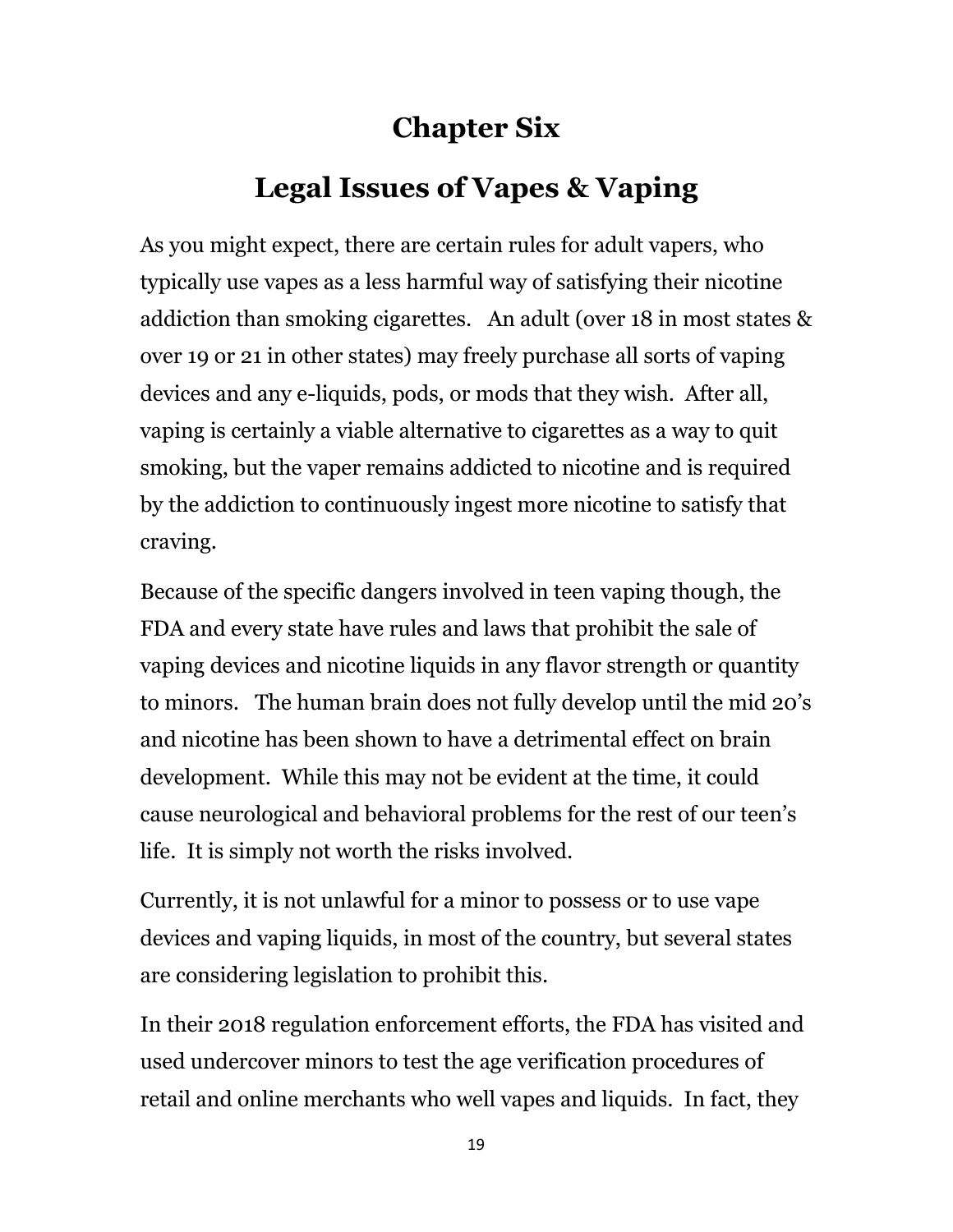# Chapter Six

## Legal Issues of Vapes & Vaping

As you might expect, there are certain rules for adult vapers, who typically use vapes as a less harmful way of satisfying their nicotine addiction than smoking cigarettes. An adult (over 18 in most states & over 19 or 21 in other states) may freely purchase all sorts of vaping devices and any e-liquids, pods, or mods that they wish. After all, vaping is certainly a viable alternative to cigarettes as a way to quit smoking, but the vaper remains addicted to nicotine and is required by the addiction to continuously ingest more nicotine to satisfy that craving.

Because of the specific dangers involved in teen vaping though, the FDA and every state have rules and laws that prohibit the sale of vaping devices and nicotine liquids in any flavor strength or quantity to minors. The human brain does not fully develop until the mid 20's and nicotine has been shown to have a detrimental effect on brain development. While this may not be evident at the time, it could cause neurological and behavioral problems for the rest of our teen's life. It is simply not worth the risks involved.

Currently, it is not unlawful for a minor to possess or to use vape devices and vaping liquids, in most of the country, but several states are considering legislation to prohibit this.

In their 2018 regulation enforcement efforts, the FDA has visited and used undercover minors to test the age verification procedures of retail and online merchants who well vapes and liquids. In fact, they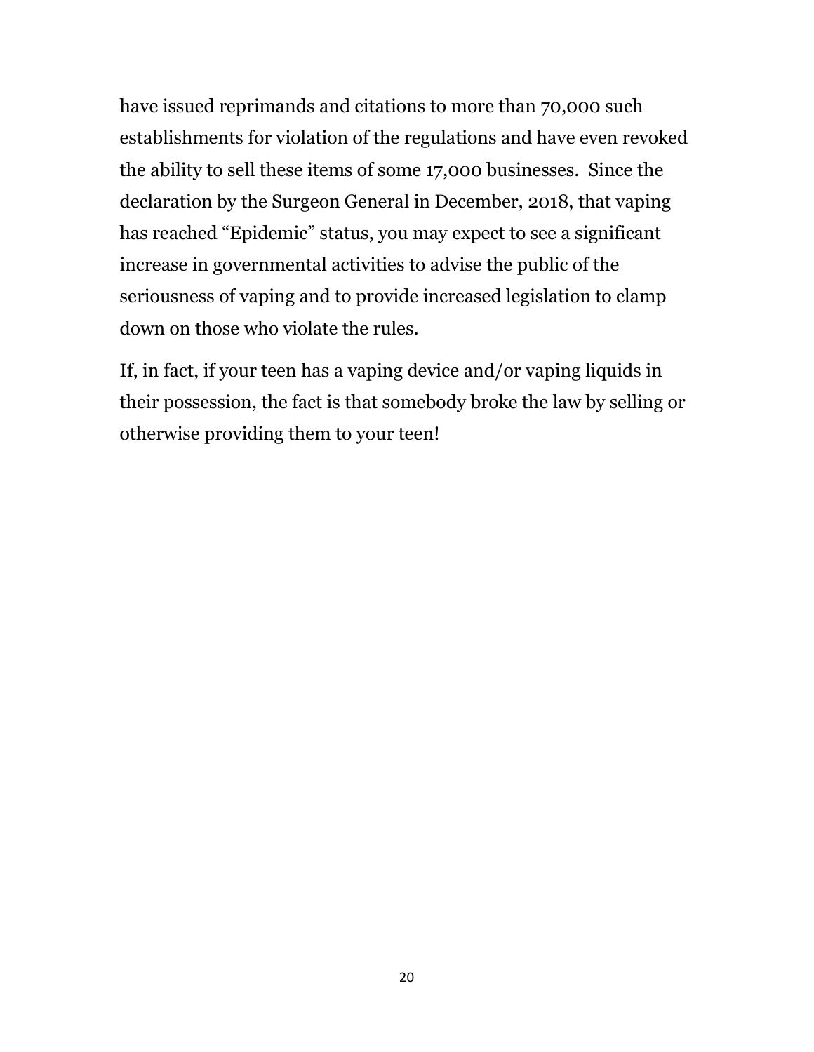have issued reprimands and citations to more than 70,000 such establishments for violation of the regulations and have even revoked the ability to sell these items of some 17,000 businesses.  Since the declaration by the Surgeon General in December, 2018, that vaping has reached “Epidemic” status, you may expect to see a significant increase in governmental activities to advise the public of the seriousness of vaping and to provide increased legislation to clamp down on those who violate the rules.

If, in fact, if your teen has a vaping device and/or vaping liquids in their possession, the fact is that somebody broke the law by selling or otherwise providing them to your teen!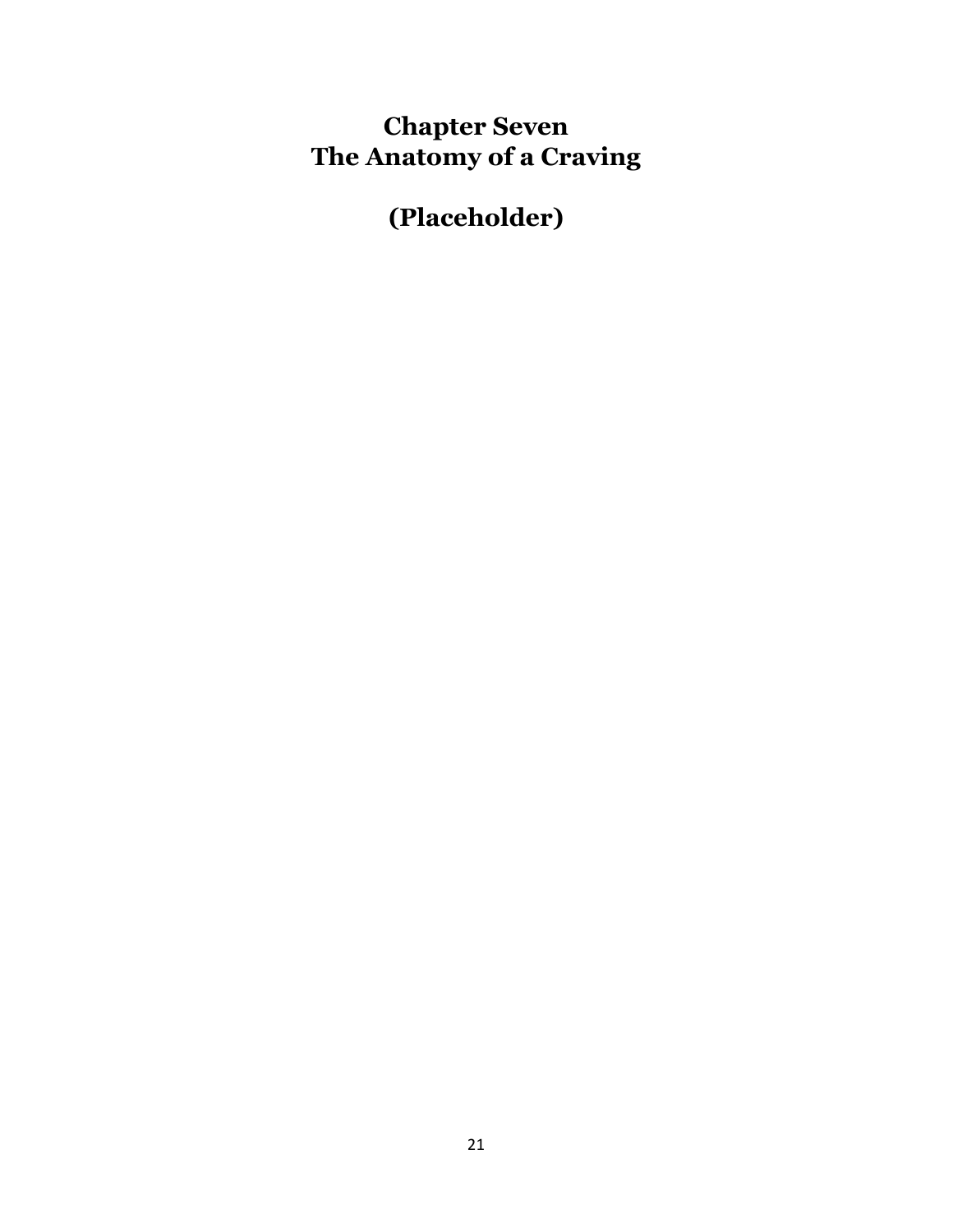# Chapter Seven
# The Anatomy of a Craving

# (Placeholder)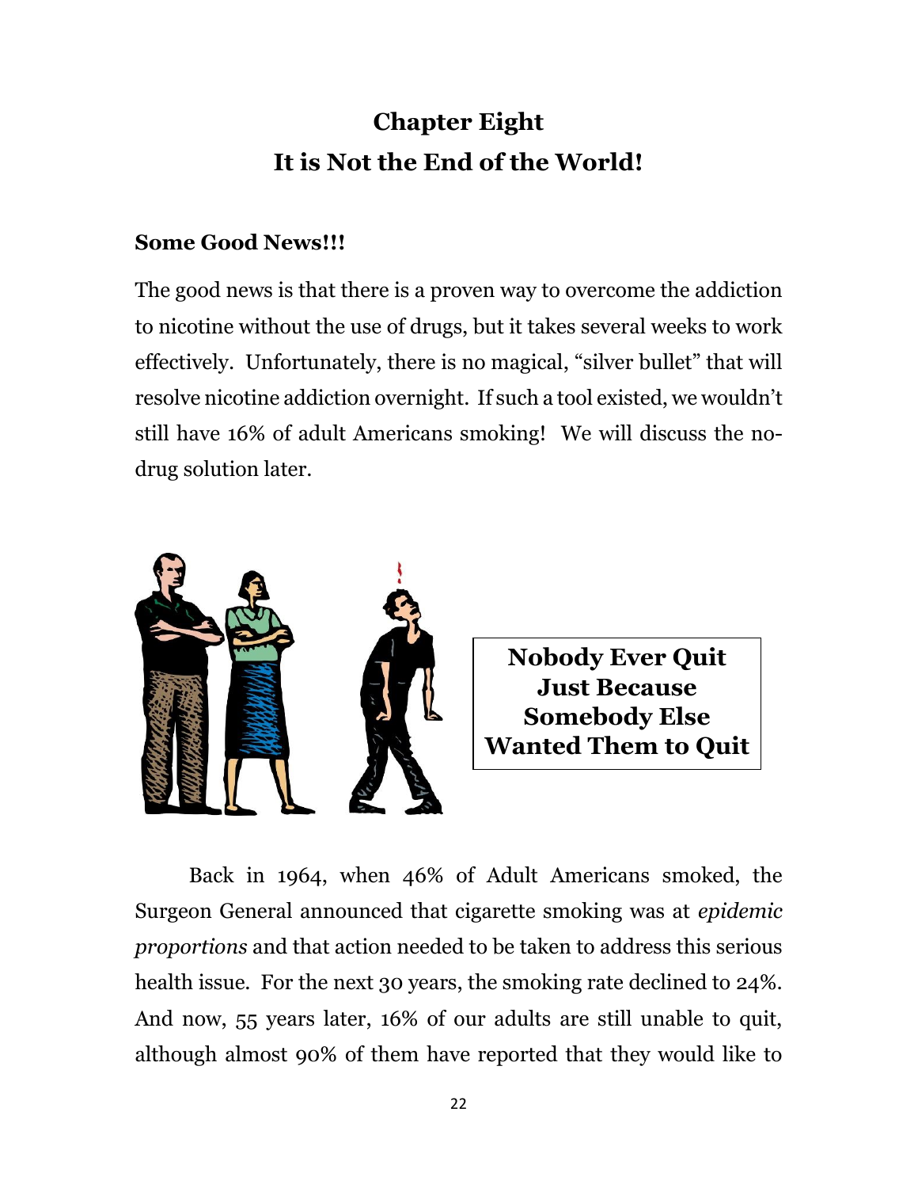# Chapter Eight
# It is Not the End of the World!

### Some Good News!!!

The good news is that there is a proven way to overcome the addiction to nicotine without the use of drugs, but it takes several weeks to work effectively. Unfortunately, there is no magical, "silver bullet" that will resolve nicotine addiction overnight. If such a tool existed, we wouldn't still have 16% of adult Americans smoking! We will discuss the no-drug solution later.

**Nobody Ever Quit Just Because Somebody Else Wanted Them to Quit**

Back in 1964, when 46% of Adult Americans smoked, the Surgeon General announced that cigarette smoking was at *epidemic proportions* and that action needed to be taken to address this serious health issue. For the next 30 years, the smoking rate declined to 24%. And now, 55 years later, 16% of our adults are still unable to quit, although almost 90% of them have reported that they would like to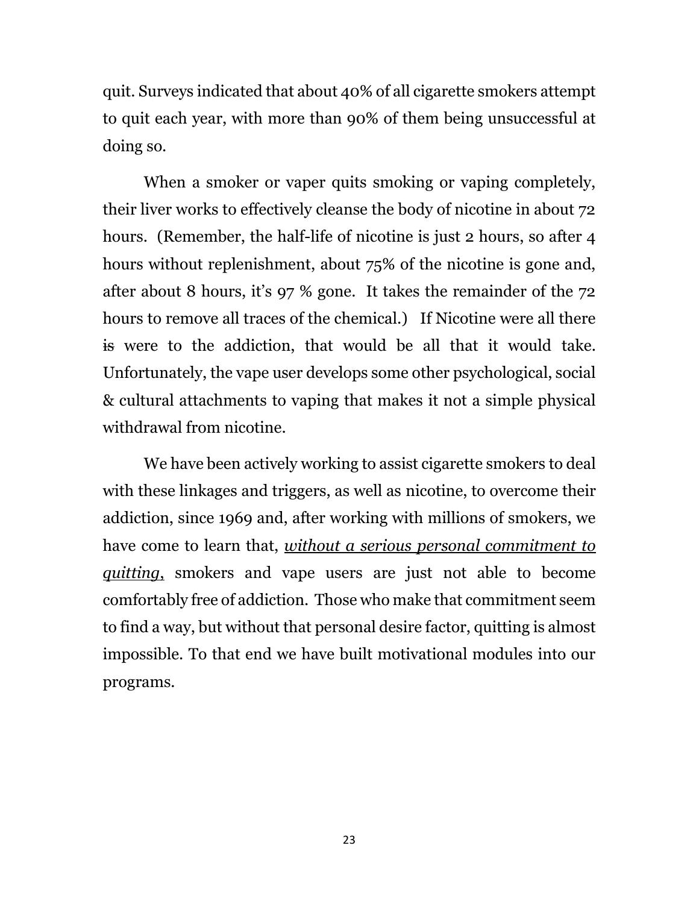quit. Surveys indicated that about 40% of all cigarette smokers attempt to quit each year, with more than 90% of them being unsuccessful at doing so.

When a smoker or vaper quits smoking or vaping completely, their liver works to effectively cleanse the body of nicotine in about 72 hours. (Remember, the half-life of nicotine is just 2 hours, so after 4 hours without replenishment, about 75% of the nicotine is gone and, after about 8 hours, it's 97 % gone. It takes the remainder of the 72 hours to remove all traces of the chemical.) If Nicotine were all there ~~is~~ were to the addiction, that would be all that it would take. Unfortunately, the vape user develops some other psychological, social & cultural attachments to vaping that makes it not a simple physical withdrawal from nicotine.

We have been actively working to assist cigarette smokers to deal with these linkages and triggers, as well as nicotine, to overcome their addiction, since 1969 and, after working with millions of smokers, we have come to learn that, <u>*without a serious personal commitment to quitting*</u>, smokers and vape users are just not able to become comfortably free of addiction. Those who make that commitment seem to find a way, but without that personal desire factor, quitting is almost impossible. To that end we have built motivational modules into our programs.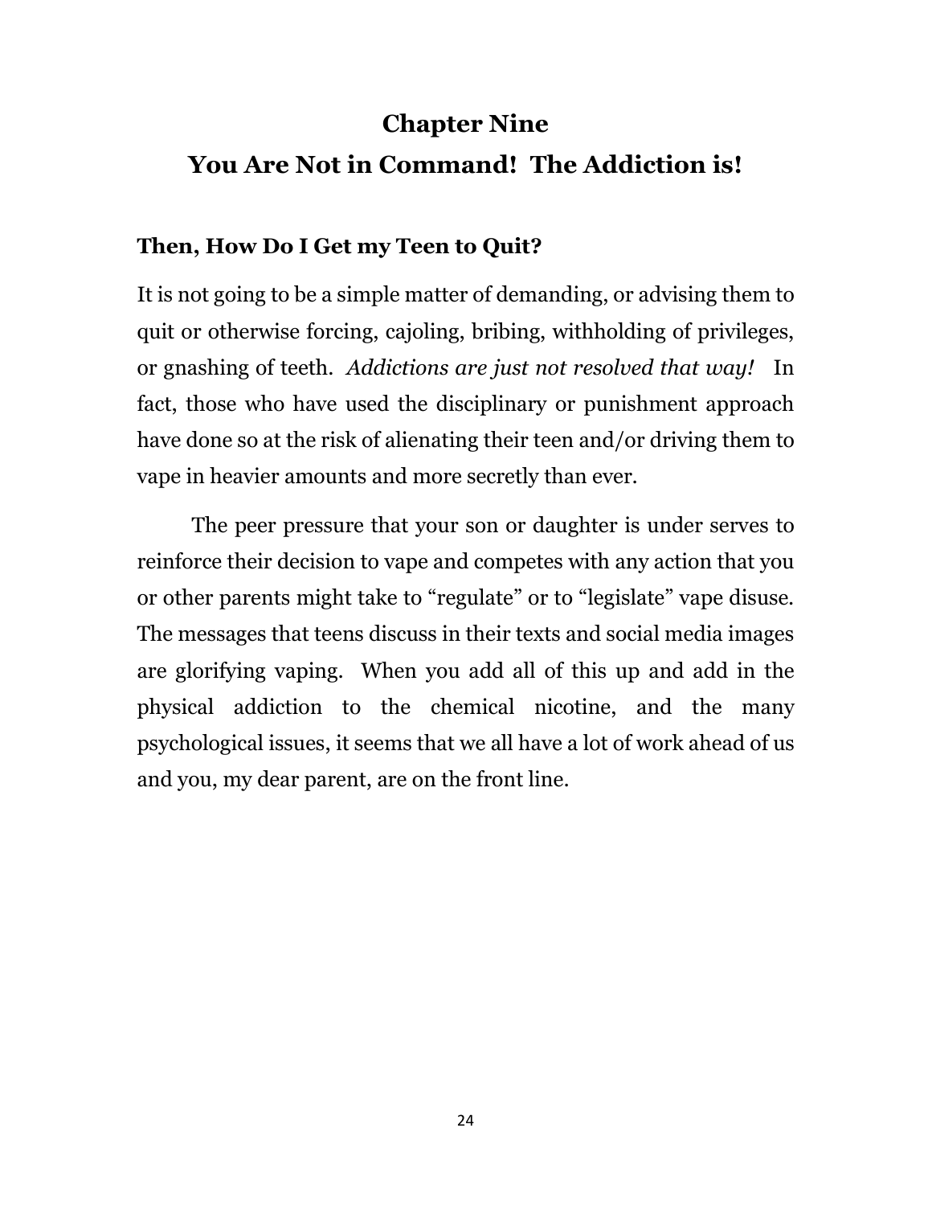# Chapter Nine

# You Are Not in Command! The Addiction is!

## Then, How Do I Get my Teen to Quit?

It is not going to be a simple matter of demanding, or advising them to quit or otherwise forcing, cajoling, bribing, withholding of privileges, or gnashing of teeth. *Addictions are just not resolved that way!* In fact, those who have used the disciplinary or punishment approach have done so at the risk of alienating their teen and/or driving them to vape in heavier amounts and more secretly than ever.

The peer pressure that your son or daughter is under serves to reinforce their decision to vape and competes with any action that you or other parents might take to "regulate" or to "legislate" vape disuse. The messages that teens discuss in their texts and social media images are glorifying vaping. When you add all of this up and add in the physical addiction to the chemical nicotine, and the many psychological issues, it seems that we all have a lot of work ahead of us and you, my dear parent, are on the front line.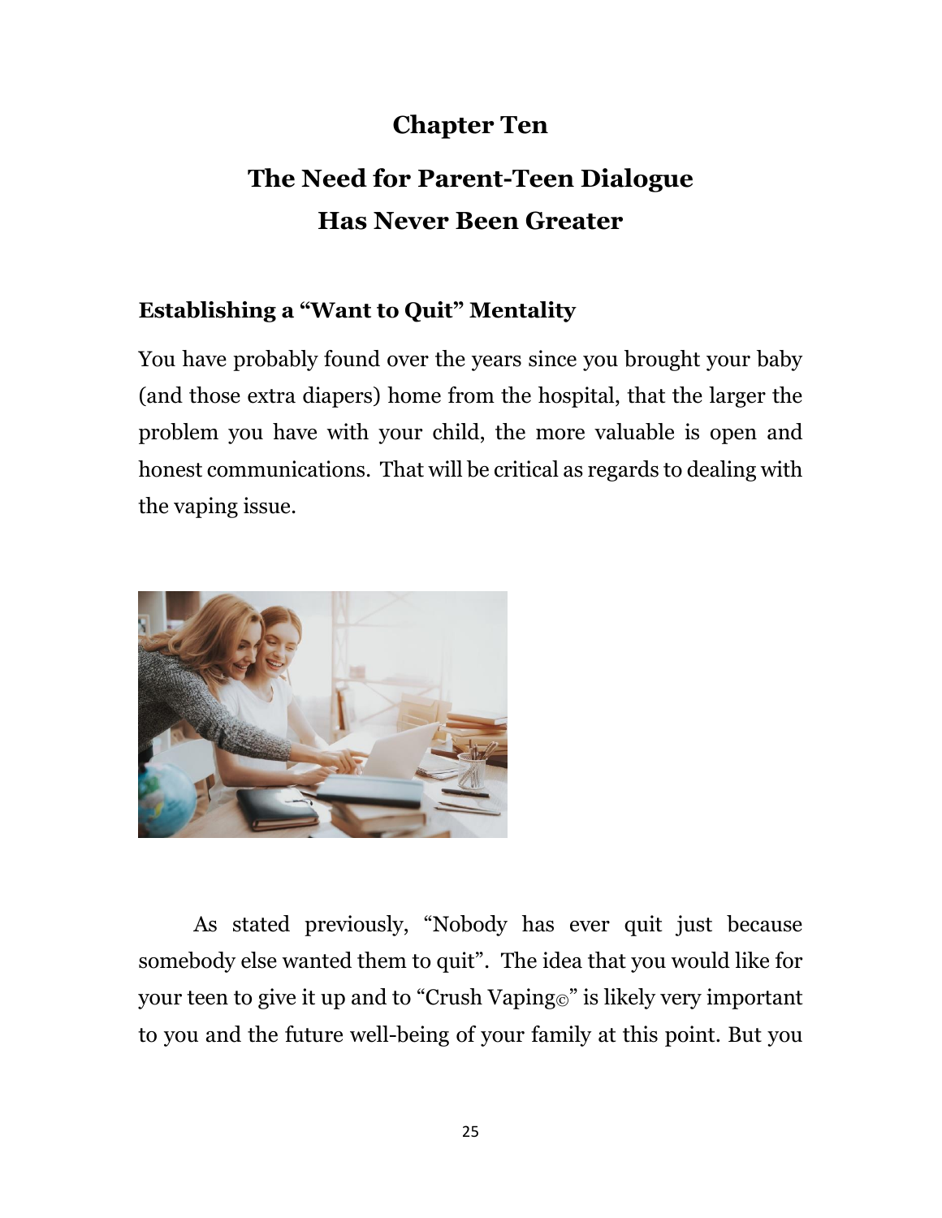# Chapter Ten

## The Need for Parent-Teen Dialogue Has Never Been Greater

### Establishing a "Want to Quit" Mentality

You have probably found over the years since you brought your baby (and those extra diapers) home from the hospital, that the larger the problem you have with your child, the more valuable is open and honest communications. That will be critical as regards to dealing with the vaping issue.

As stated previously, "Nobody has ever quit just because somebody else wanted them to quit". The idea that you would like for your teen to give it up and to "Crush Vaping©" is likely very important to you and the future well-being of your family at this point. But you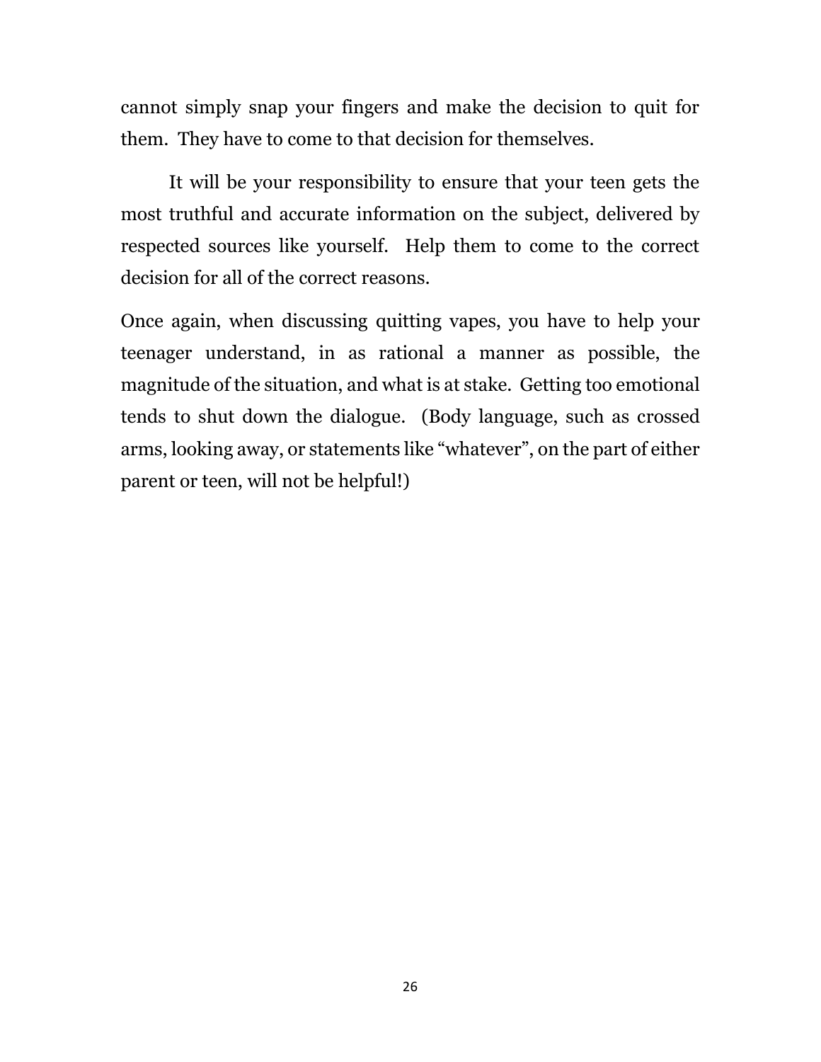cannot simply snap your fingers and make the decision to quit for them. They have to come to that decision for themselves.

It will be your responsibility to ensure that your teen gets the most truthful and accurate information on the subject, delivered by respected sources like yourself. Help them to come to the correct decision for all of the correct reasons.

Once again, when discussing quitting vapes, you have to help your teenager understand, in as rational a manner as possible, the magnitude of the situation, and what is at stake. Getting too emotional tends to shut down the dialogue. (Body language, such as crossed arms, looking away, or statements like "whatever", on the part of either parent or teen, will not be helpful!)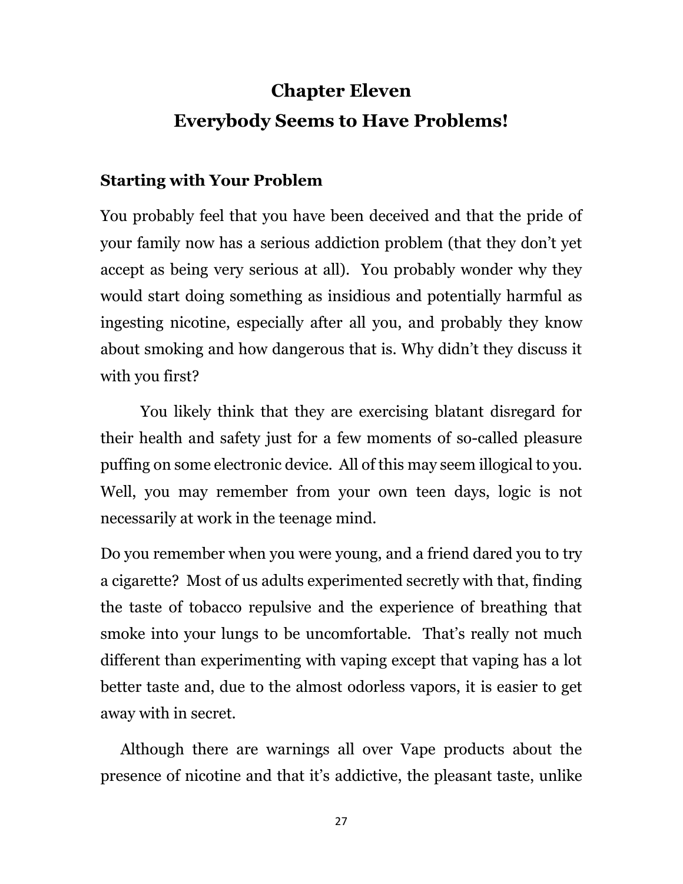# Chapter Eleven
# Everybody Seems to Have Problems!

## Starting with Your Problem

You probably feel that you have been deceived and that the pride of your family now has a serious addiction problem (that they don't yet accept as being very serious at all). You probably wonder why they would start doing something as insidious and potentially harmful as ingesting nicotine, especially after all you, and probably they know about smoking and how dangerous that is. Why didn't they discuss it with you first?

You likely think that they are exercising blatant disregard for their health and safety just for a few moments of so-called pleasure puffing on some electronic device. All of this may seem illogical to you. Well, you may remember from your own teen days, logic is not necessarily at work in the teenage mind.

Do you remember when you were young, and a friend dared you to try a cigarette? Most of us adults experimented secretly with that, finding the taste of tobacco repulsive and the experience of breathing that smoke into your lungs to be uncomfortable. That's really not much different than experimenting with vaping except that vaping has a lot better taste and, due to the almost odorless vapors, it is easier to get away with in secret.

Although there are warnings all over Vape products about the presence of nicotine and that it's addictive, the pleasant taste, unlike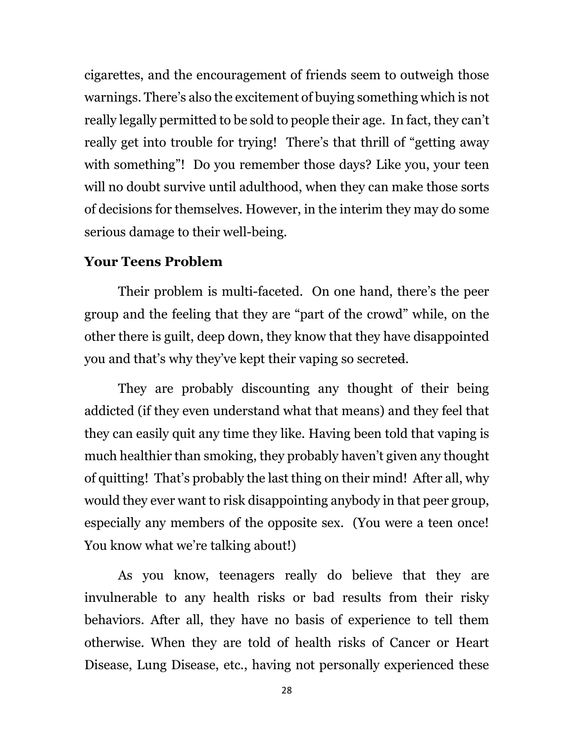cigarettes, and the encouragement of friends seem to outweigh those warnings. There's also the excitement of buying something which is not really legally permitted to be sold to people their age. In fact, they can't really get into trouble for trying! There's that thrill of "getting away with something"! Do you remember those days? Like you, your teen will no doubt survive until adulthood, when they can make those sorts of decisions for themselves. However, in the interim they may do some serious damage to their well-being.

### Your Teens Problem

Their problem is multi-faceted. On one hand, there's the peer group and the feeling that they are "part of the crowd" while, on the other there is guilt, deep down, they know that they have disappointed you and that's why they've kept their vaping so secret~~ed~~.

They are probably discounting any thought of their being addicted (if they even understand what that means) and they feel that they can easily quit any time they like. Having been told that vaping is much healthier than smoking, they probably haven't given any thought of quitting! That's probably the last thing on their mind! After all, why would they ever want to risk disappointing anybody in that peer group, especially any members of the opposite sex. (You were a teen once! You know what we're talking about!)

As you know, teenagers really do believe that they are invulnerable to any health risks or bad results from their risky behaviors. After all, they have no basis of experience to tell them otherwise. When they are told of health risks of Cancer or Heart Disease, Lung Disease, etc., having not personally experienced these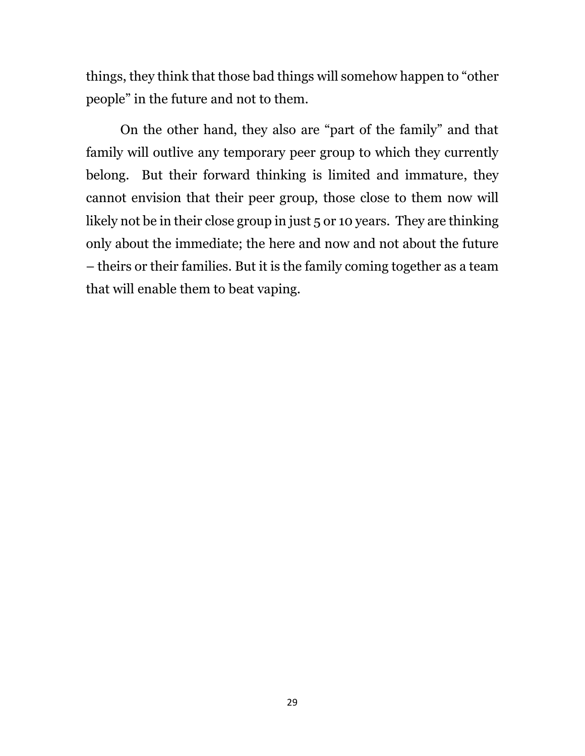things, they think that those bad things will somehow happen to "other people" in the future and not to them.

On the other hand, they also are "part of the family" and that family will outlive any temporary peer group to which they currently belong. But their forward thinking is limited and immature, they cannot envision that their peer group, those close to them now will likely not be in their close group in just 5 or 10 years. They are thinking only about the immediate; the here and now and not about the future – theirs or their families. But it is the family coming together as a team that will enable them to beat vaping.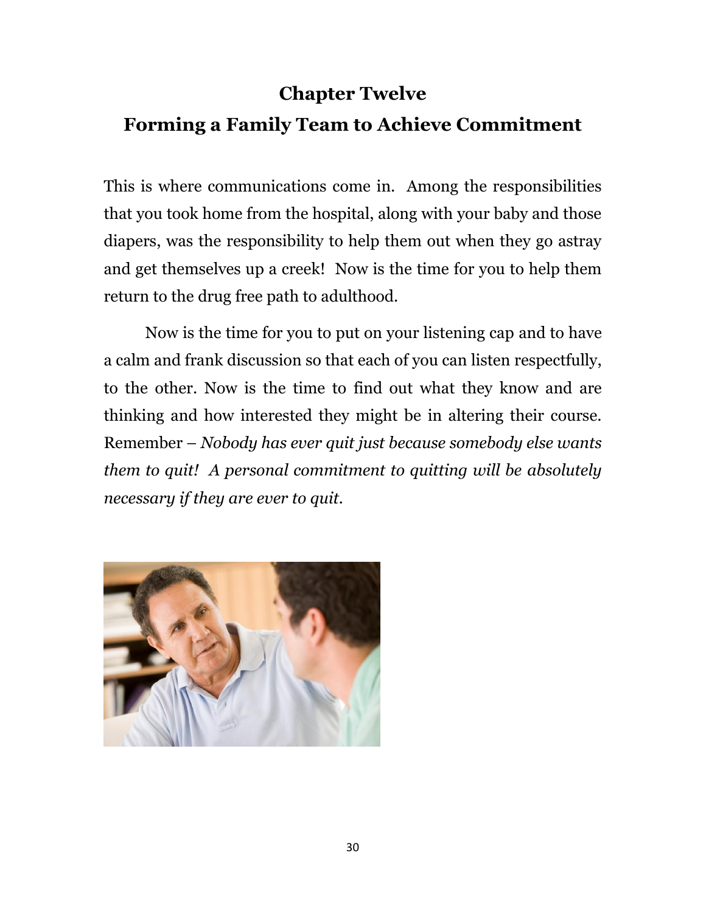# Chapter Twelve

# Forming a Family Team to Achieve Commitment

This is where communications come in.  Among the responsibilities that you took home from the hospital, along with your baby and those diapers, was the responsibility to help them out when they go astray and get themselves up a creek!  Now is the time for you to help them return to the drug free path to adulthood.

Now is the time for you to put on your listening cap and to have a calm and frank discussion so that each of you can listen respectfully, to the other. Now is the time to find out what they know and are thinking and how interested they might be in altering their course. Remember – *Nobody has ever quit just because somebody else wants them to quit!  A personal commitment to quitting will be absolutely necessary if they are ever to quit.*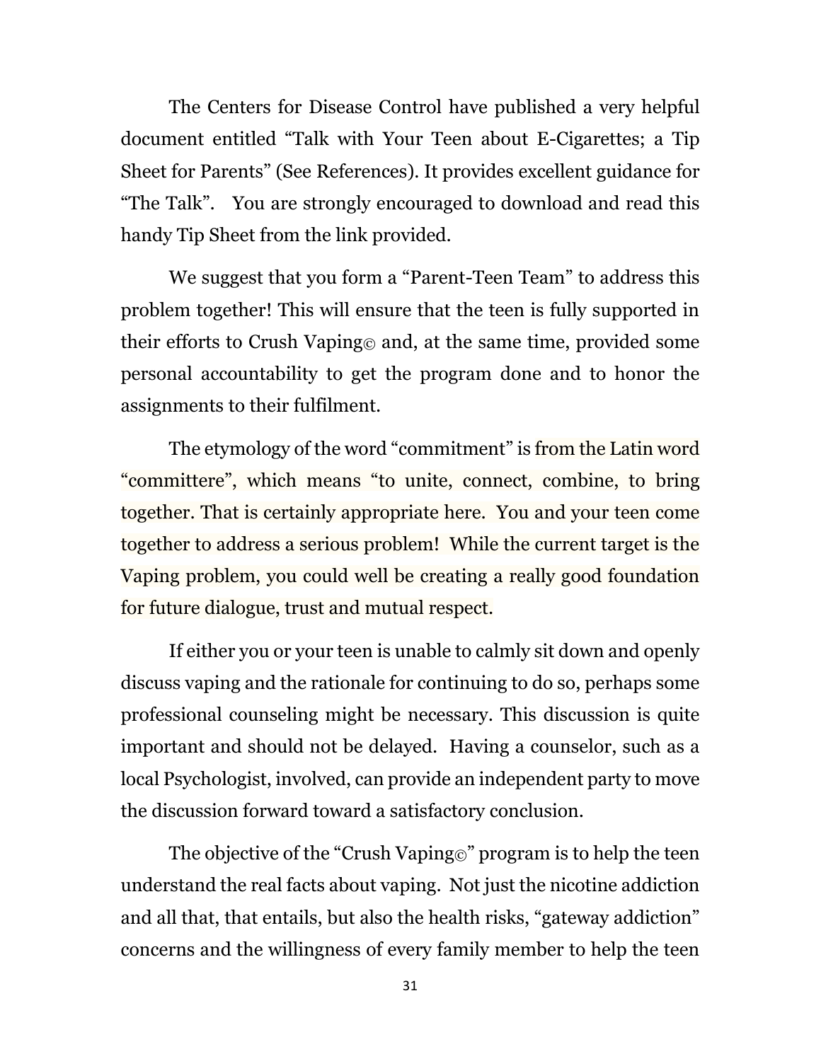The Centers for Disease Control have published a very helpful document entitled "Talk with Your Teen about E-Cigarettes; a Tip Sheet for Parents" (See References). It provides excellent guidance for "The Talk". You are strongly encouraged to download and read this handy Tip Sheet from the link provided.

We suggest that you form a "Parent-Teen Team" to address this problem together! This will ensure that the teen is fully supported in their efforts to Crush Vaping© and, at the same time, provided some personal accountability to get the program done and to honor the assignments to their fulfilment.

The etymology of the word "commitment" is from the Latin word "committere", which means "to unite, connect, combine, to bring together. That is certainly appropriate here. You and your teen come together to address a serious problem! While the current target is the Vaping problem, you could well be creating a really good foundation for future dialogue, trust and mutual respect.

If either you or your teen is unable to calmly sit down and openly discuss vaping and the rationale for continuing to do so, perhaps some professional counseling might be necessary. This discussion is quite important and should not be delayed. Having a counselor, such as a local Psychologist, involved, can provide an independent party to move the discussion forward toward a satisfactory conclusion.

The objective of the "Crush Vaping©" program is to help the teen understand the real facts about vaping. Not just the nicotine addiction and all that, that entails, but also the health risks, "gateway addiction" concerns and the willingness of every family member to help the teen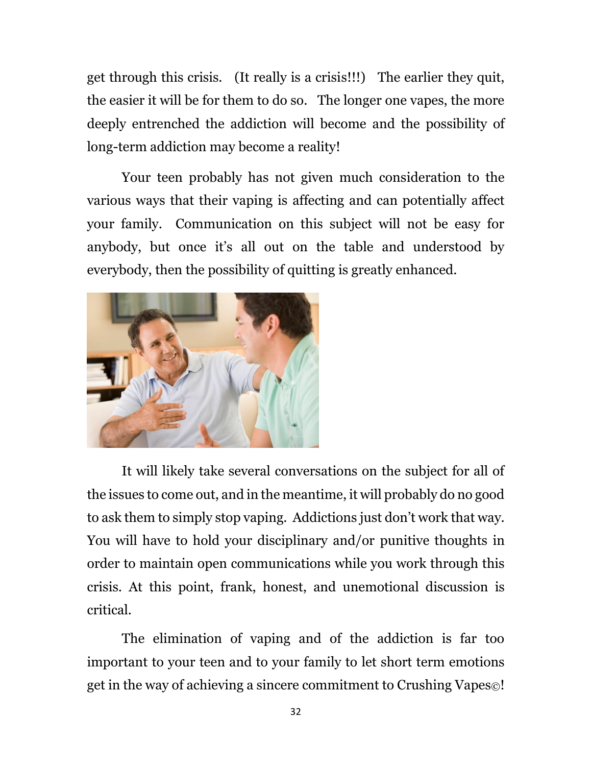get through this crisis. (It really is a crisis!!!) The earlier they quit, the easier it will be for them to do so. The longer one vapes, the more deeply entrenched the addiction will become and the possibility of long-term addiction may become a reality!

Your teen probably has not given much consideration to the various ways that their vaping is affecting and can potentially affect your family. Communication on this subject will not be easy for anybody, but once it's all out on the table and understood by everybody, then the possibility of quitting is greatly enhanced.

It will likely take several conversations on the subject for all of the issues to come out, and in the meantime, it will probably do no good to ask them to simply stop vaping. Addictions just don't work that way. You will have to hold your disciplinary and/or punitive thoughts in order to maintain open communications while you work through this crisis. At this point, frank, honest, and unemotional discussion is critical.

The elimination of vaping and of the addiction is far too important to your teen and to your family to let short term emotions get in the way of achieving a sincere commitment to Crushing Vapes©!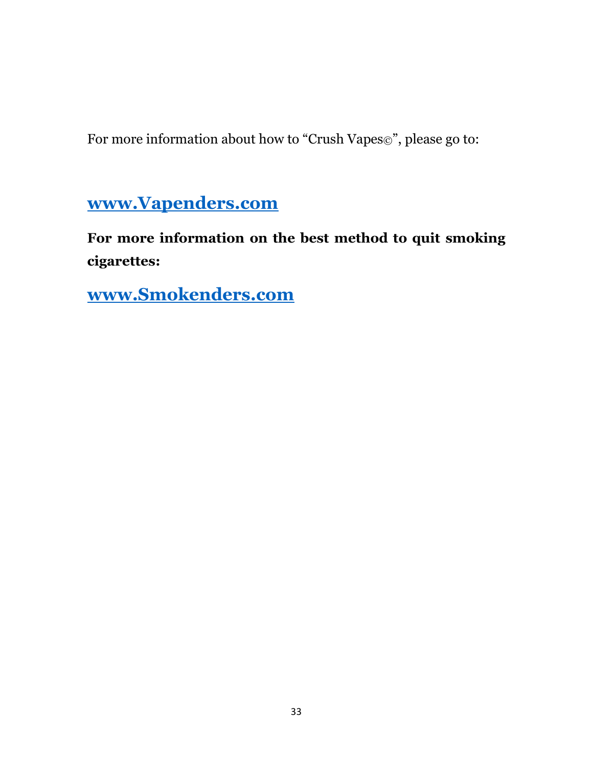For more information about how to “Crush Vapes©”, please go to:

**[www.Vapenders.com](http://www.Vapenders.com)**

**For more information on the best method to quit smoking cigarettes:**

**[www.Smokenders.com](http://www.Smokenders.com)**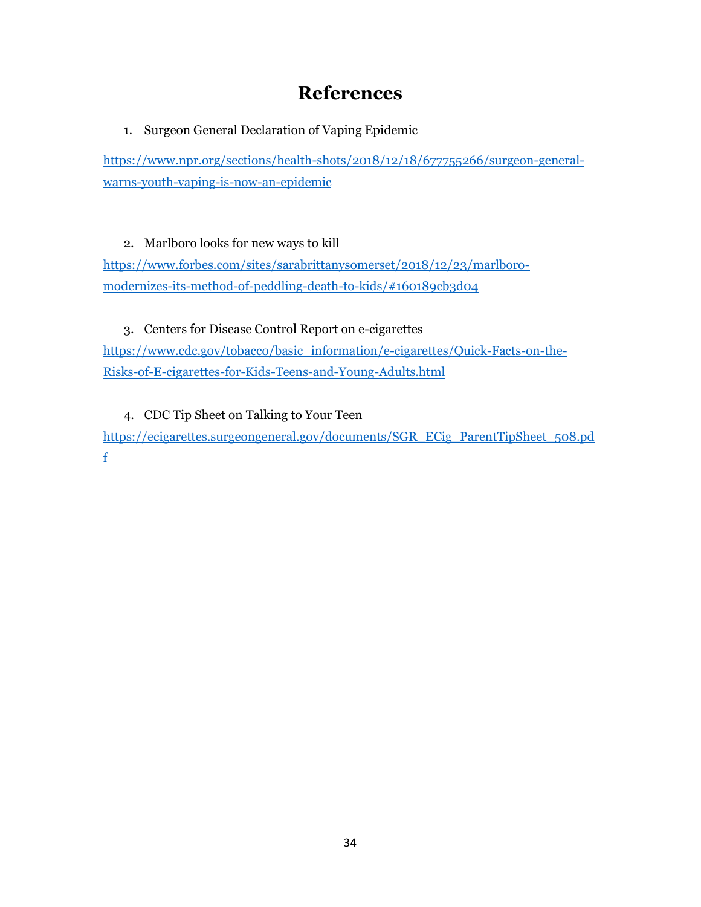# References

1. Surgeon General Declaration of Vaping Epidemic

https://www.npr.org/sections/health-shots/2018/12/18/677755266/surgeon-general-warns-youth-vaping-is-now-an-epidemic

2. Marlboro looks for new ways to kill

https://www.forbes.com/sites/sarabrittanysomerset/2018/12/23/marlboro-modernizes-its-method-of-peddling-death-to-kids/#160189cb3d04

3. Centers for Disease Control Report on e-cigarettes

https://www.cdc.gov/tobacco/basic_information/e-cigarettes/Quick-Facts-on-the-Risks-of-E-cigarettes-for-Kids-Teens-and-Young-Adults.html

4. CDC Tip Sheet on Talking to Your Teen

https://ecigarettes.surgeongeneral.gov/documents/SGR_ECig_ParentTipSheet_508.pdf